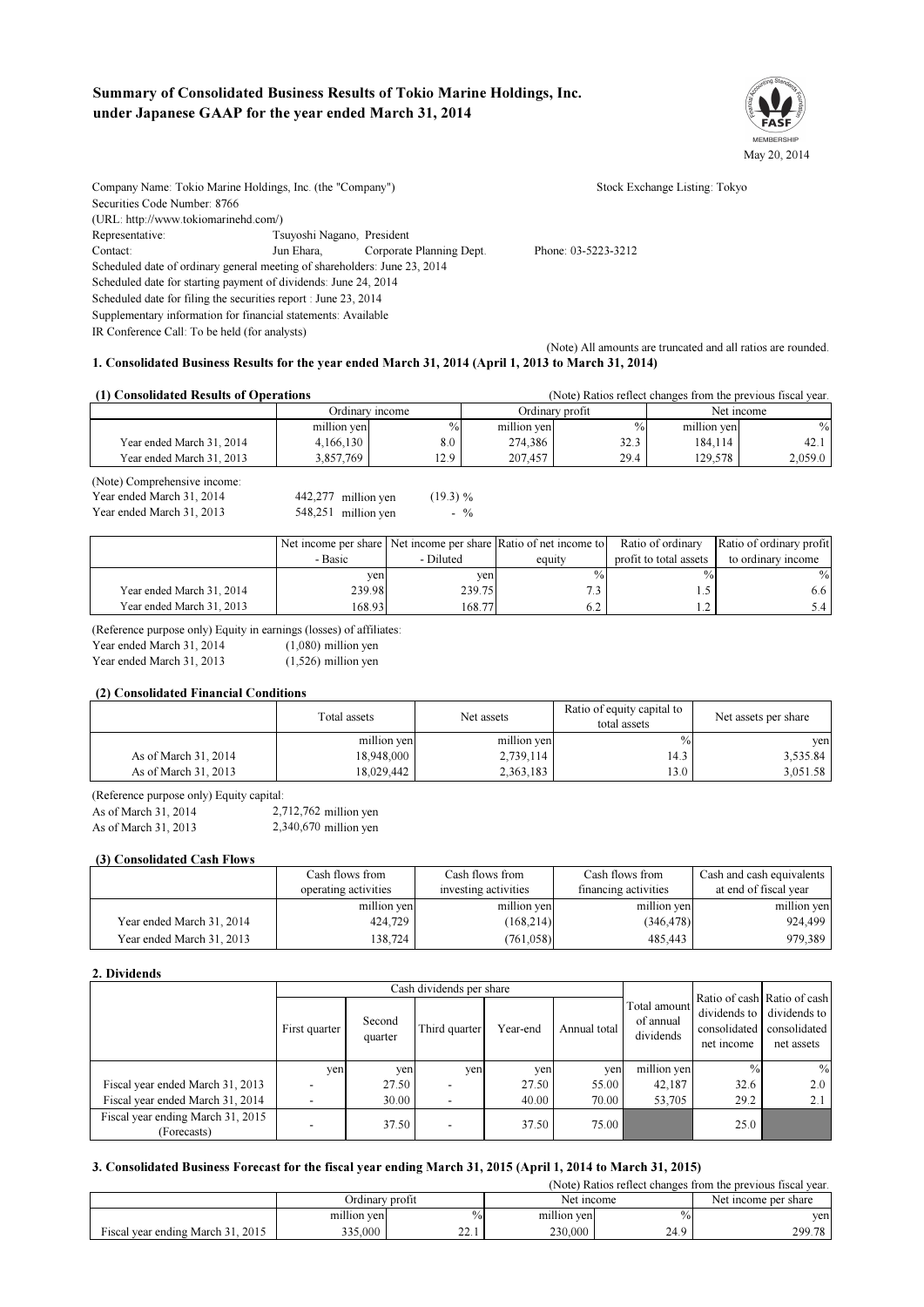# Summary of Consolidated Business Results of Tokio Marine Holdings, Inc. under Japanese GAAP for the year ended March 31, 2014

May 20, 2014

Company Name: Tokio Marine Holdings, Inc. (the "Company") Stock Exchange Listing: Tokyo
Securities Code Number: 8766
(URL: http://www.tokiomarinehd.com/)
Representative: Tsuyoshi Nagano, President
Contact: Jun Ehara, Corporate Planning Dept. Phone: 03-5223-3212
Scheduled date of ordinary general meeting of shareholders: June 23, 2014
Scheduled date for starting payment of dividends: June 24, 2014
Scheduled date for filing the securities report : June 23, 2014
Supplementary information for financial statements: Available
IR Conference Call: To be held (for analysts)

(Note) All amounts are truncated and all ratios are rounded.

## 1. Consolidated Business Results for the year ended March 31, 2014 (April 1, 2013 to March 31, 2014)

### (1) Consolidated Results of Operations

(Note) Ratios reflect changes from the previous fiscal year.

| | Ordinary income | | Ordinary profit | | Net income | |
|---|---|---|---|---|---|---|
| | million yen | % | million yen | % | million yen | % |
| Year ended March 31, 2014 | 4,166,130 | 8.0 | 274,386 | 32.3 | 184,114 | 42.1 |
| Year ended March 31, 2013 | 3,857,769 | 12.9 | 207,457 | 29.4 | 129,578 | 2,059.0 |

(Note) Comprehensive income:
Year ended March 31, 2014 442,277 million yen (19.3) %
Year ended March 31, 2013 548,251 million yen - %

| | Net income per share - Basic | Net income per share - Diluted | Ratio of net income to equity | Ratio of ordinary profit to total assets | Ratio of ordinary profit to ordinary income |
|---|---|---|---|---|---|
| | yen | yen | % | % | % |
| Year ended March 31, 2014 | 239.98 | 239.75 | 7.3 | 1.5 | 6.6 |
| Year ended March 31, 2013 | 168.93 | 168.77 | 6.2 | 1.2 | 5.4 |

(Reference purpose only) Equity in earnings (losses) of affiliates:
Year ended March 31, 2014 (1,080) million yen
Year ended March 31, 2013 (1,526) million yen

### (2) Consolidated Financial Conditions

| | Total assets | Net assets | Ratio of equity capital to total assets | Net assets per share |
|---|---|---|---|---|
| | million yen | million yen | % | yen |
| As of March 31, 2014 | 18,948,000 | 2,739,114 | 14.3 | 3,535.84 |
| As of March 31, 2013 | 18,029,442 | 2,363,183 | 13.0 | 3,051.58 |

(Reference purpose only) Equity capital:
As of March 31, 2014 2,712,762 million yen
As of March 31, 2013 2,340,670 million yen

### (3) Consolidated Cash Flows

| | Cash flows from operating activities | Cash flows from investing activities | Cash flows from financing activities | Cash and cash equivalents at end of fiscal year |
|---|---|---|---|---|
| | million yen | million yen | million yen | million yen |
| Year ended March 31, 2014 | 424,729 | (168,214) | (346,478) | 924,499 |
| Year ended March 31, 2013 | 138,724 | (761,058) | 485,443 | 979,389 |

## 2. Dividends

| | Cash dividends per share | | | | | Total amount of annual dividends | Ratio of cash dividends to consolidated net income | Ratio of cash dividends to consolidated net assets |
|---|---|---|---|---|---|---|---|---|
| | First quarter | Second quarter | Third quarter | Year-end | Annual total | | | |
| | yen | yen | yen | yen | yen | million yen | % | % |
| Fiscal year ended March 31, 2013 | - | 27.50 | - | 27.50 | 55.00 | 42,187 | 32.6 | 2.0 |
| Fiscal year ended March 31, 2014 | - | 30.00 | - | 40.00 | 70.00 | 53,705 | 29.2 | 2.1 |
| Fiscal year ending March 31, 2015 (Forecasts) | - | 37.50 | - | 37.50 | 75.00 | | 25.0 | |

## 3. Consolidated Business Forecast for the fiscal year ending March 31, 2015 (April 1, 2014 to March 31, 2015)

(Note) Ratios reflect changes from the previous fiscal year.

| | Ordinary profit | | Net income | | Net income per share |
|---|---|---|---|---|---|
| | million yen | % | million yen | % | yen |
| Fiscal year ending March 31, 2015 | 335,000 | 22.1 | 230,000 | 24.9 | 299.78 |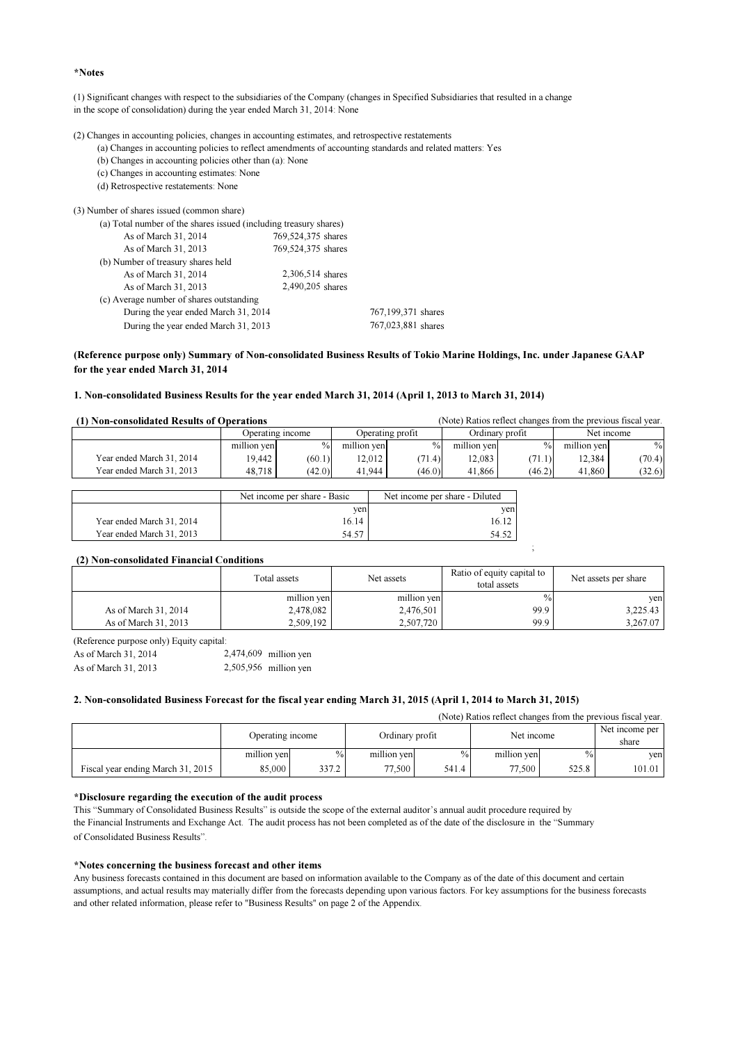**\*Notes**

(1) Significant changes with respect to the subsidiaries of the Company (changes in Specified Subsidiaries that resulted in a change in the scope of consolidation) during the year ended March 31, 2014: None

(2) Changes in accounting policies, changes in accounting estimates, and retrospective restatements

- (a) Changes in accounting policies to reflect amendments of accounting standards and related matters: Yes
- (b) Changes in accounting policies other than (a): None
- (c) Changes in accounting estimates: None
- (d) Retrospective restatements: None

(3) Number of shares issued (common share)

(a) Total number of the shares issued (including treasury shares)

| | |
|---|---|
| As of March 31, 2014 | 769,524,375 shares |
| As of March 31, 2013 | 769,524,375 shares |

(b) Number of treasury shares held

| | |
|---|---|
| As of March 31, 2014 | 2,306,514 shares |
| As of March 31, 2013 | 2,490,205 shares |

(c) Average number of shares outstanding

| | |
|---|---|
| During the year ended March 31, 2014 | 767,199,371 shares |
| During the year ended March 31, 2013 | 767,023,881 shares |

**(Reference purpose only) Summary of Non-consolidated Business Results of Tokio Marine Holdings, Inc. under Japanese GAAP for the year ended March 31, 2014**

**1. Non-consolidated Business Results for the year ended March 31, 2014 (April 1, 2013 to March 31, 2014)**

**(1) Non-consolidated Results of Operations**

(Note) Ratios reflect changes from the previous fiscal year.

| | Operating income | | Operating profit | | Ordinary profit | | Net income | |
|---|---|---|---|---|---|---|---|---|
| | million yen | % | million yen | % | million yen | % | million yen | % |
| Year ended March 31, 2014 | 19,442 | (60.1) | 12,012 | (71.4) | 12,083 | (71.1) | 12,384 | (70.4) |
| Year ended March 31, 2013 | 48,718 | (42.0) | 41,944 | (46.0) | 41,866 | (46.2) | 41,860 | (32.6) |

| | Net income per share - Basic | Net income per share - Diluted |
|---|---|---|
| | yen | yen |
| Year ended March 31, 2014 | 16.14 | 16.12 |
| Year ended March 31, 2013 | 54.57 | 54.52 |

**(2) Non-consolidated Financial Conditions**

| | Total assets | Net assets | Ratio of equity capital to total assets | Net assets per share |
|---|---|---|---|---|
| | million yen | million yen | % | yen |
| As of March 31, 2014 | 2,478,082 | 2,476,501 | 99.9 | 3,225.43 |
| As of March 31, 2013 | 2,509,192 | 2,507,720 | 99.9 | 3,267.07 |

(Reference purpose only) Equity capital:

| | |
|---|---|
| As of March 31, 2014 | 2,474,609 million yen |
| As of March 31, 2013 | 2,505,956 million yen |

**2. Non-consolidated Business Forecast for the fiscal year ending March 31, 2015 (April 1, 2014 to March 31, 2015)**

(Note) Ratios reflect changes from the previous fiscal year.

| | Operating income | | Ordinary profit | | Net income | | Net income per share |
|---|---|---|---|---|---|---|---|
| | million yen | % | million yen | % | million yen | % | yen |
| Fiscal year ending March 31, 2015 | 85,000 | 337.2 | 77,500 | 541.4 | 77,500 | 525.8 | 101.01 |

**\*Disclosure regarding the execution of the audit process**

This "Summary of Consolidated Business Results" is outside the scope of the external auditor's annual audit procedure required by the Financial Instruments and Exchange Act. The audit process has not been completed as of the date of the disclosure in the "Summary of Consolidated Business Results".

**\*Notes concerning the business forecast and other items**

Any business forecasts contained in this document are based on information available to the Company as of the date of this document and certain assumptions, and actual results may materially differ from the forecasts depending upon various factors. For key assumptions for the business forecasts and other related information, please refer to "Business Results" on page 2 of the Appendix.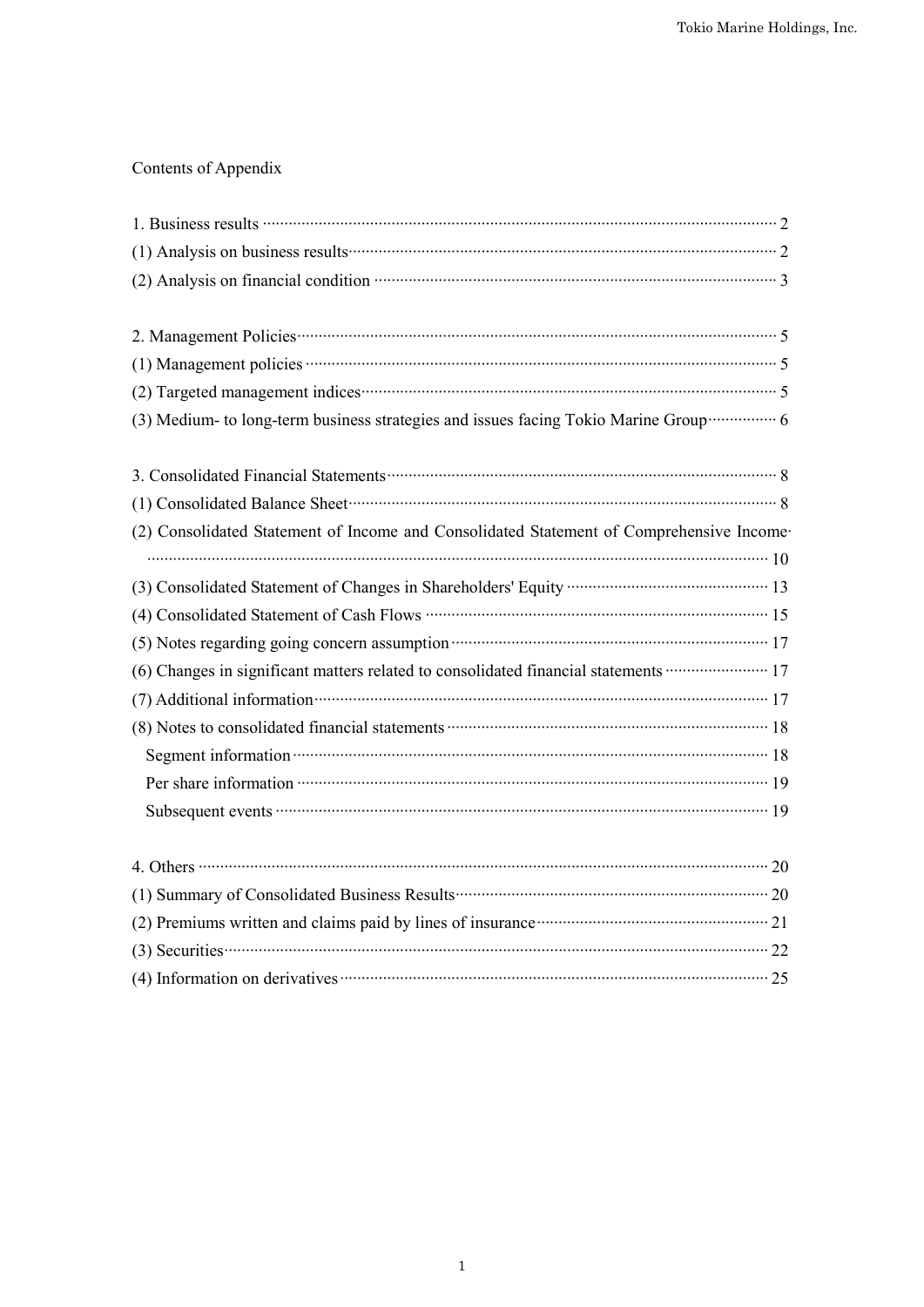Contents of Appendix

1. Business results ········································································· 2
(1) Analysis on business results ································································· 2
(2) Analysis on financial condition ································································· 3

2. Management Policies ································································· 5
(1) Management policies ································································· 5
(2) Targeted management indices ································································· 5
(3) Medium- to long-term business strategies and issues facing Tokio Marine Group ················ 6

3. Consolidated Financial Statements ································································· 8
(1) Consolidated Balance Sheet ································································· 8
(2) Consolidated Statement of Income and Consolidated Statement of Comprehensive Income ································································· 10
(3) Consolidated Statement of Changes in Shareholders' Equity ································· 13
(4) Consolidated Statement of Cash Flows ································································· 15
(5) Notes regarding going concern assumption ································································· 17
(6) Changes in significant matters related to consolidated financial statements ························ 17
(7) Additional information ································································· 17
(8) Notes to consolidated financial statements ································································· 18
  Segment information ································································· 18
  Per share information ································································· 19
  Subsequent events ································································· 19

4. Others ································································· 20
(1) Summary of Consolidated Business Results ································································· 20
(2) Premiums written and claims paid by lines of insurance ································· 21
(3) Securities ································································· 22
(4) Information on derivatives ································································· 25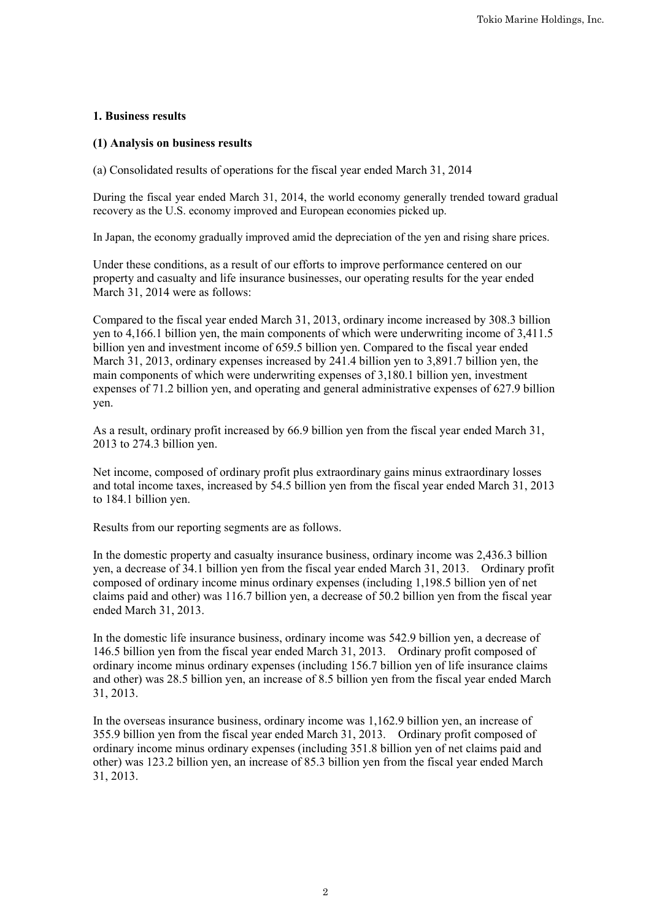## 1. Business results

### (1) Analysis on business results

(a) Consolidated results of operations for the fiscal year ended March 31, 2014

During the fiscal year ended March 31, 2014, the world economy generally trended toward gradual recovery as the U.S. economy improved and European economies picked up.

In Japan, the economy gradually improved amid the depreciation of the yen and rising share prices.

Under these conditions, as a result of our efforts to improve performance centered on our property and casualty and life insurance businesses, our operating results for the year ended March 31, 2014 were as follows:

Compared to the fiscal year ended March 31, 2013, ordinary income increased by 308.3 billion yen to 4,166.1 billion yen, the main components of which were underwriting income of 3,411.5 billion yen and investment income of 659.5 billion yen. Compared to the fiscal year ended March 31, 2013, ordinary expenses increased by 241.4 billion yen to 3,891.7 billion yen, the main components of which were underwriting expenses of 3,180.1 billion yen, investment expenses of 71.2 billion yen, and operating and general administrative expenses of 627.9 billion yen.

As a result, ordinary profit increased by 66.9 billion yen from the fiscal year ended March 31, 2013 to 274.3 billion yen.

Net income, composed of ordinary profit plus extraordinary gains minus extraordinary losses and total income taxes, increased by 54.5 billion yen from the fiscal year ended March 31, 2013 to 184.1 billion yen.

Results from our reporting segments are as follows.

In the domestic property and casualty insurance business, ordinary income was 2,436.3 billion yen, a decrease of 34.1 billion yen from the fiscal year ended March 31, 2013. Ordinary profit composed of ordinary income minus ordinary expenses (including 1,198.5 billion yen of net claims paid and other) was 116.7 billion yen, a decrease of 50.2 billion yen from the fiscal year ended March 31, 2013.

In the domestic life insurance business, ordinary income was 542.9 billion yen, a decrease of 146.5 billion yen from the fiscal year ended March 31, 2013. Ordinary profit composed of ordinary income minus ordinary expenses (including 156.7 billion yen of life insurance claims and other) was 28.5 billion yen, an increase of 8.5 billion yen from the fiscal year ended March 31, 2013.

In the overseas insurance business, ordinary income was 1,162.9 billion yen, an increase of 355.9 billion yen from the fiscal year ended March 31, 2013. Ordinary profit composed of ordinary income minus ordinary expenses (including 351.8 billion yen of net claims paid and other) was 123.2 billion yen, an increase of 85.3 billion yen from the fiscal year ended March 31, 2013.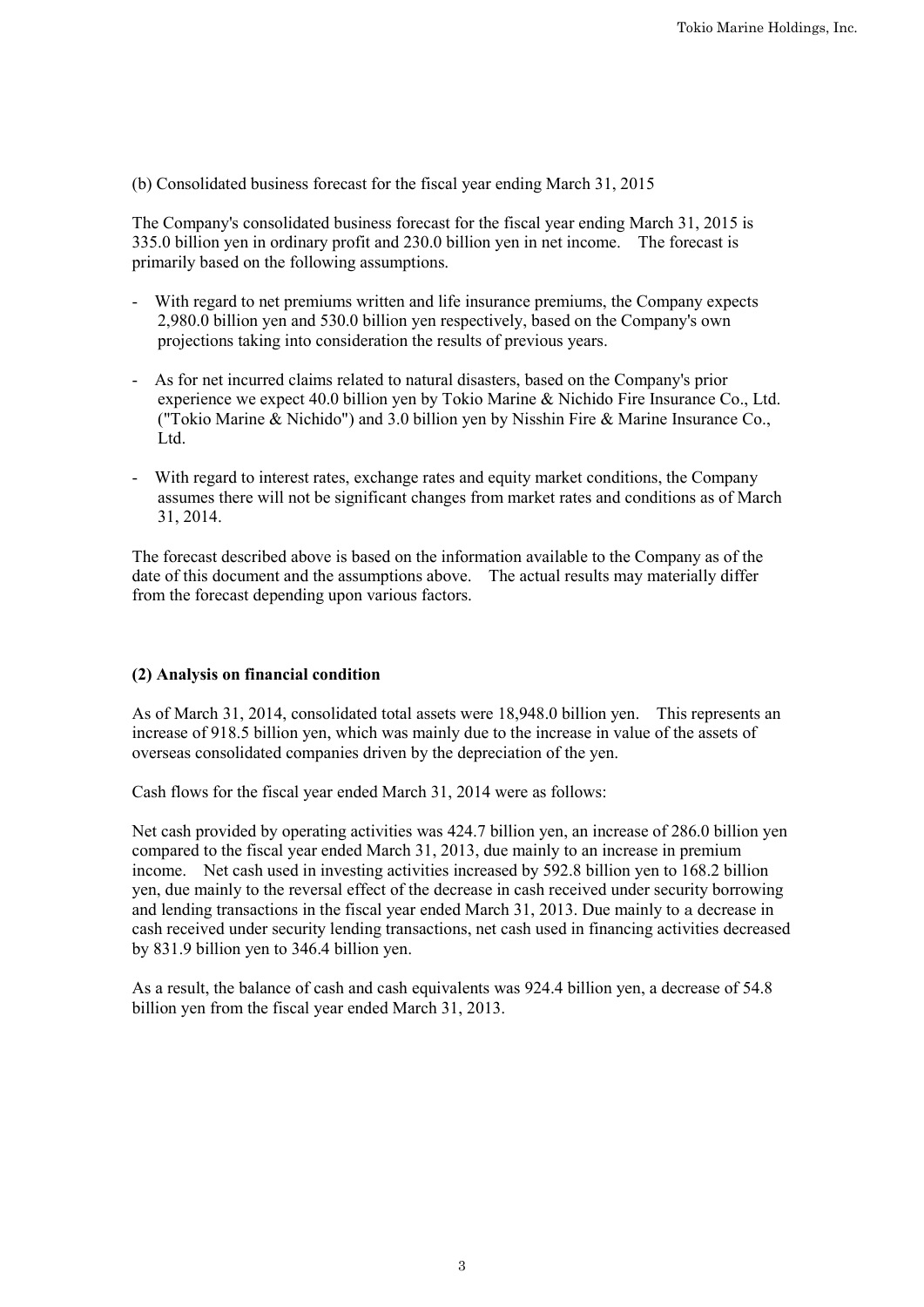(b) Consolidated business forecast for the fiscal year ending March 31, 2015

The Company's consolidated business forecast for the fiscal year ending March 31, 2015 is 335.0 billion yen in ordinary profit and 230.0 billion yen in net income. The forecast is primarily based on the following assumptions.

- With regard to net premiums written and life insurance premiums, the Company expects 2,980.0 billion yen and 530.0 billion yen respectively, based on the Company's own projections taking into consideration the results of previous years.
- As for net incurred claims related to natural disasters, based on the Company's prior experience we expect 40.0 billion yen by Tokio Marine & Nichido Fire Insurance Co., Ltd. ("Tokio Marine & Nichido") and 3.0 billion yen by Nisshin Fire & Marine Insurance Co., Ltd.
- With regard to interest rates, exchange rates and equity market conditions, the Company assumes there will not be significant changes from market rates and conditions as of March 31, 2014.

The forecast described above is based on the information available to the Company as of the date of this document and the assumptions above. The actual results may materially differ from the forecast depending upon various factors.

**(2) Analysis on financial condition**

As of March 31, 2014, consolidated total assets were 18,948.0 billion yen. This represents an increase of 918.5 billion yen, which was mainly due to the increase in value of the assets of overseas consolidated companies driven by the depreciation of the yen.

Cash flows for the fiscal year ended March 31, 2014 were as follows:

Net cash provided by operating activities was 424.7 billion yen, an increase of 286.0 billion yen compared to the fiscal year ended March 31, 2013, due mainly to an increase in premium income. Net cash used in investing activities increased by 592.8 billion yen to 168.2 billion yen, due mainly to the reversal effect of the decrease in cash received under security borrowing and lending transactions in the fiscal year ended March 31, 2013. Due mainly to a decrease in cash received under security lending transactions, net cash used in financing activities decreased by 831.9 billion yen to 346.4 billion yen.

As a result, the balance of cash and cash equivalents was 924.4 billion yen, a decrease of 54.8 billion yen from the fiscal year ended March 31, 2013.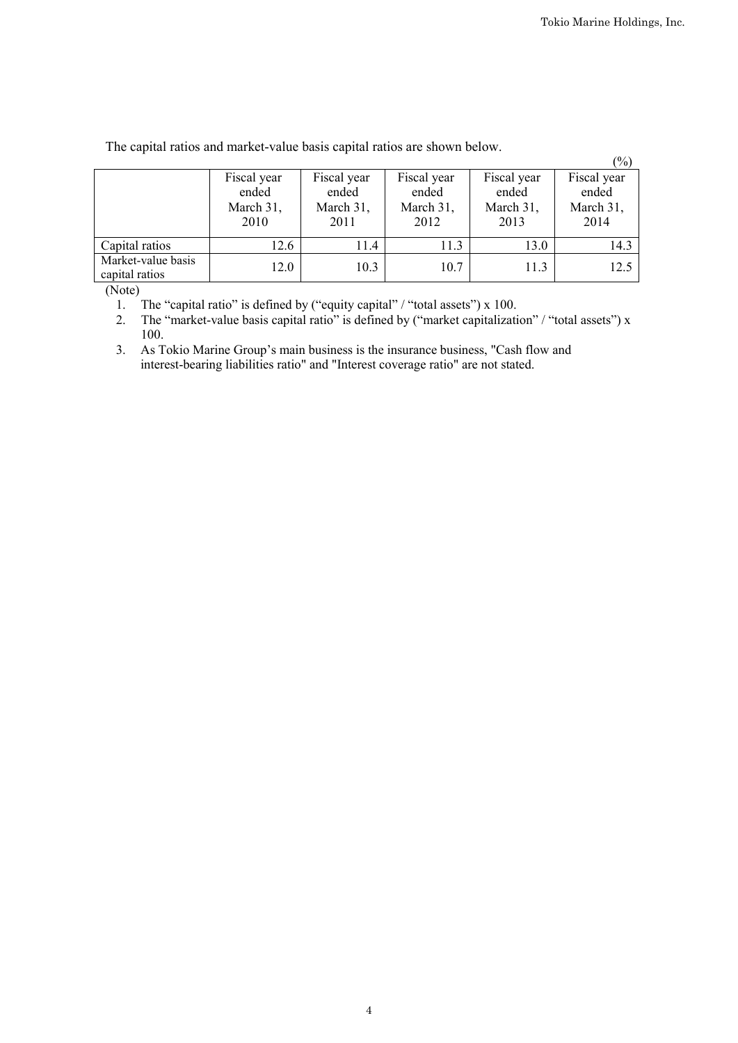The capital ratios and market-value basis capital ratios are shown below.

(%)

| | Fiscal year ended March 31, 2010 | Fiscal year ended March 31, 2011 | Fiscal year ended March 31, 2012 | Fiscal year ended March 31, 2013 | Fiscal year ended March 31, 2014 |
|---|---|---|---|---|---|
| Capital ratios | 12.6 | 11.4 | 11.3 | 13.0 | 14.3 |
| Market-value basis capital ratios | 12.0 | 10.3 | 10.7 | 11.3 | 12.5 |

(Note)

1. The "capital ratio" is defined by ("equity capital" / "total assets") x 100.
2. The "market-value basis capital ratio" is defined by ("market capitalization" / "total assets") x 100.
3. As Tokio Marine Group's main business is the insurance business, "Cash flow and interest-bearing liabilities ratio" and "Interest coverage ratio" are not stated.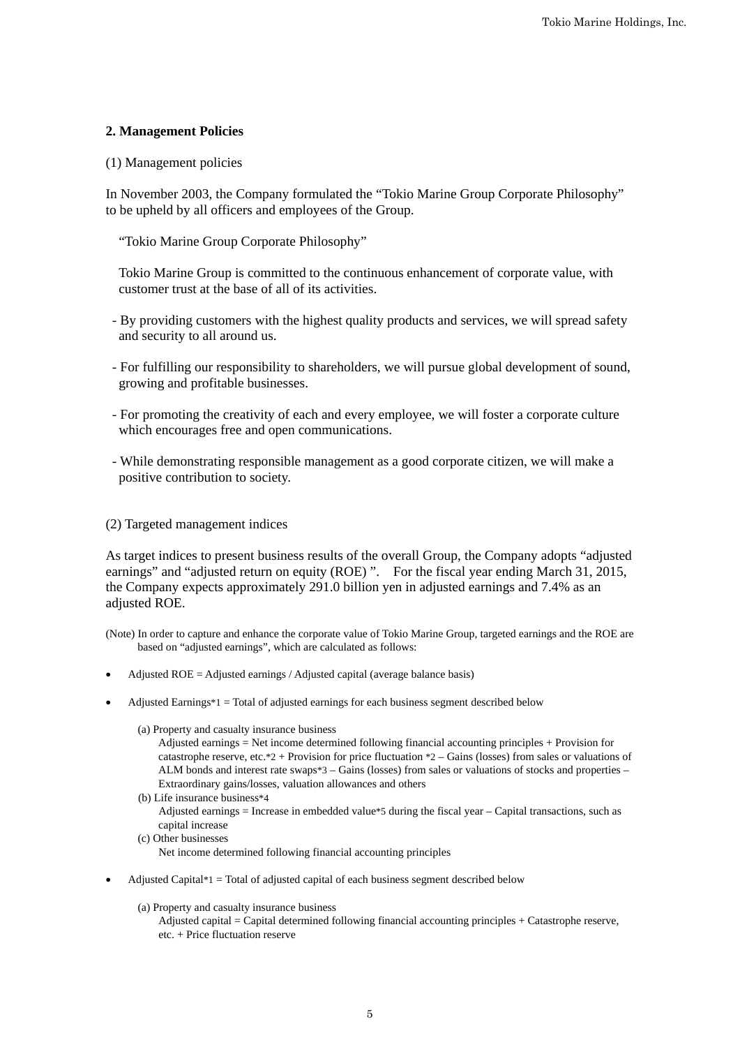## 2. Management Policies

(1) Management policies

In November 2003, the Company formulated the “Tokio Marine Group Corporate Philosophy” to be upheld by all officers and employees of the Group.

“Tokio Marine Group Corporate Philosophy”

Tokio Marine Group is committed to the continuous enhancement of corporate value, with customer trust at the base of all of its activities.

- By providing customers with the highest quality products and services, we will spread safety and security to all around us.
- For fulfilling our responsibility to shareholders, we will pursue global development of sound, growing and profitable businesses.
- For promoting the creativity of each and every employee, we will foster a corporate culture which encourages free and open communications.
- While demonstrating responsible management as a good corporate citizen, we will make a positive contribution to society.

(2) Targeted management indices

As target indices to present business results of the overall Group, the Company adopts “adjusted earnings” and “adjusted return on equity (ROE) ”. For the fiscal year ending March 31, 2015, the Company expects approximately 291.0 billion yen in adjusted earnings and 7.4% as an adjusted ROE.

(Note) In order to capture and enhance the corporate value of Tokio Marine Group, targeted earnings and the ROE are based on “adjusted earnings”, which are calculated as follows:

- Adjusted ROE = Adjusted earnings / Adjusted capital (average balance basis)
- Adjusted Earnings*1 = Total of adjusted earnings for each business segment described below

  (a) Property and casualty insurance business
  Adjusted earnings = Net income determined following financial accounting principles + Provision for catastrophe reserve, etc.*2 + Provision for price fluctuation *2 – Gains (losses) from sales or valuations of ALM bonds and interest rate swaps*3 – Gains (losses) from sales or valuations of stocks and properties – Extraordinary gains/losses, valuation allowances and others

  (b) Life insurance business*4
  Adjusted earnings = Increase in embedded value*5 during the fiscal year – Capital transactions, such as capital increase

  (c) Other businesses
  Net income determined following financial accounting principles

- Adjusted Capital*1 = Total of adjusted capital of each business segment described below

  (a) Property and casualty insurance business
  Adjusted capital = Capital determined following financial accounting principles + Catastrophe reserve, etc. + Price fluctuation reserve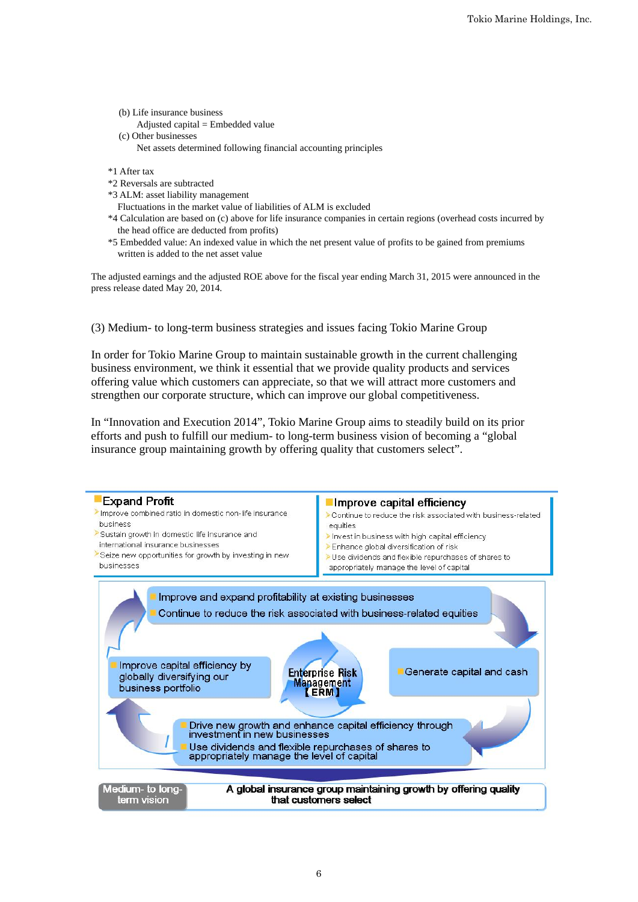(b) Life insurance business

Adjusted capital = Embedded value

(c) Other businesses

Net assets determined following financial accounting principles

*1 After tax
*2 Reversals are subtracted
*3 ALM: asset liability management
Fluctuations in the market value of liabilities of ALM is excluded
*4 Calculation are based on (c) above for life insurance companies in certain regions (overhead costs incurred by the head office are deducted from profits)
*5 Embedded value: An indexed value in which the net present value of profits to be gained from premiums written is added to the net asset value

The adjusted earnings and the adjusted ROE above for the fiscal year ending March 31, 2015 were announced in the press release dated May 20, 2014.

(3) Medium- to long-term business strategies and issues facing Tokio Marine Group

In order for Tokio Marine Group to maintain sustainable growth in the current challenging business environment, we think it essential that we provide quality products and services offering value which customers can appreciate, so that we will attract more customers and strengthen our corporate structure, which can improve our global competitiveness.

In "Innovation and Execution 2014", Tokio Marine Group aims to steadily build on its prior efforts and push to fulfill our medium- to long-term business vision of becoming a "global insurance group maintaining growth by offering quality that customers select".

**Expand Profit**
- Improve combined ratio in domestic non-life insurance business
- Sustain growth in domestic life insurance and international insurance businesses
- Seize new opportunities for growth by investing in new businesses

**Improve capital efficiency**
- Continue to reduce the risk associated with business-related equities
- Invest in business with high capital efficiency
- Enhance global diversification of risk
- Use dividends and flexible repurchases of shares to appropriately manage the level of capital

Enterprise Risk Management 【ERM】

- Improve and expand profitability at existing businesses
- Continue to reduce the risk associated with business-related equities
- Generate capital and cash
- Drive new growth and enhance capital efficiency through investment in new businesses
- Use dividends and flexible repurchases of shares to appropriately manage the level of capital
- Improve capital efficiency by globally diversifying our business portfolio

**Medium- to long-term vision:** A global insurance group maintaining growth by offering quality that customers select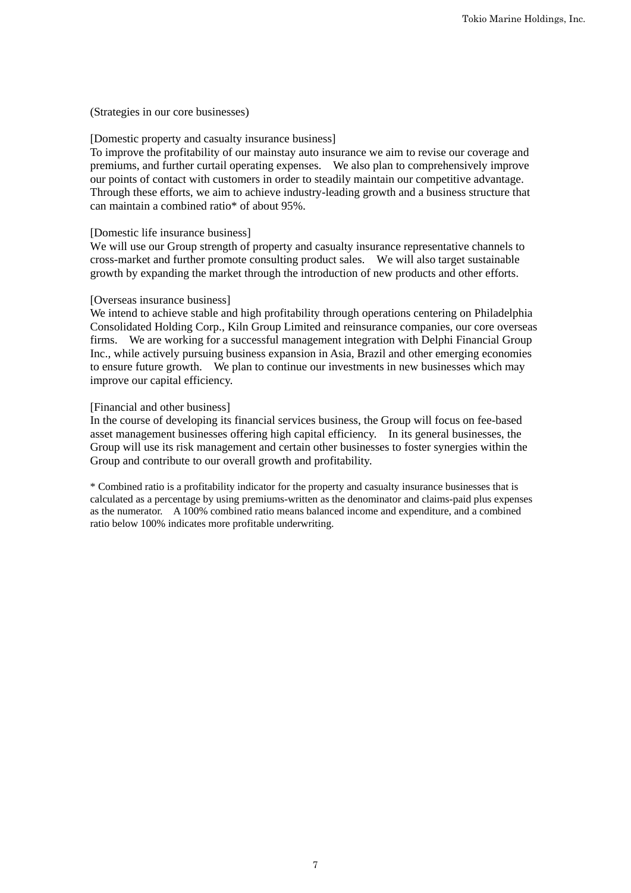(Strategies in our core businesses)

[Domestic property and casualty insurance business]
To improve the profitability of our mainstay auto insurance we aim to revise our coverage and premiums, and further curtail operating expenses. We also plan to comprehensively improve our points of contact with customers in order to steadily maintain our competitive advantage. Through these efforts, we aim to achieve industry-leading growth and a business structure that can maintain a combined ratio* of about 95%.

[Domestic life insurance business]
We will use our Group strength of property and casualty insurance representative channels to cross-market and further promote consulting product sales. We will also target sustainable growth by expanding the market through the introduction of new products and other efforts.

[Overseas insurance business]
We intend to achieve stable and high profitability through operations centering on Philadelphia Consolidated Holding Corp., Kiln Group Limited and reinsurance companies, our core overseas firms. We are working for a successful management integration with Delphi Financial Group Inc., while actively pursuing business expansion in Asia, Brazil and other emerging economies to ensure future growth. We plan to continue our investments in new businesses which may improve our capital efficiency.

[Financial and other business]
In the course of developing its financial services business, the Group will focus on fee-based asset management businesses offering high capital efficiency. In its general businesses, the Group will use its risk management and certain other businesses to foster synergies within the Group and contribute to our overall growth and profitability.

* Combined ratio is a profitability indicator for the property and casualty insurance businesses that is calculated as a percentage by using premiums-written as the denominator and claims-paid plus expenses as the numerator. A 100% combined ratio means balanced income and expenditure, and a combined ratio below 100% indicates more profitable underwriting.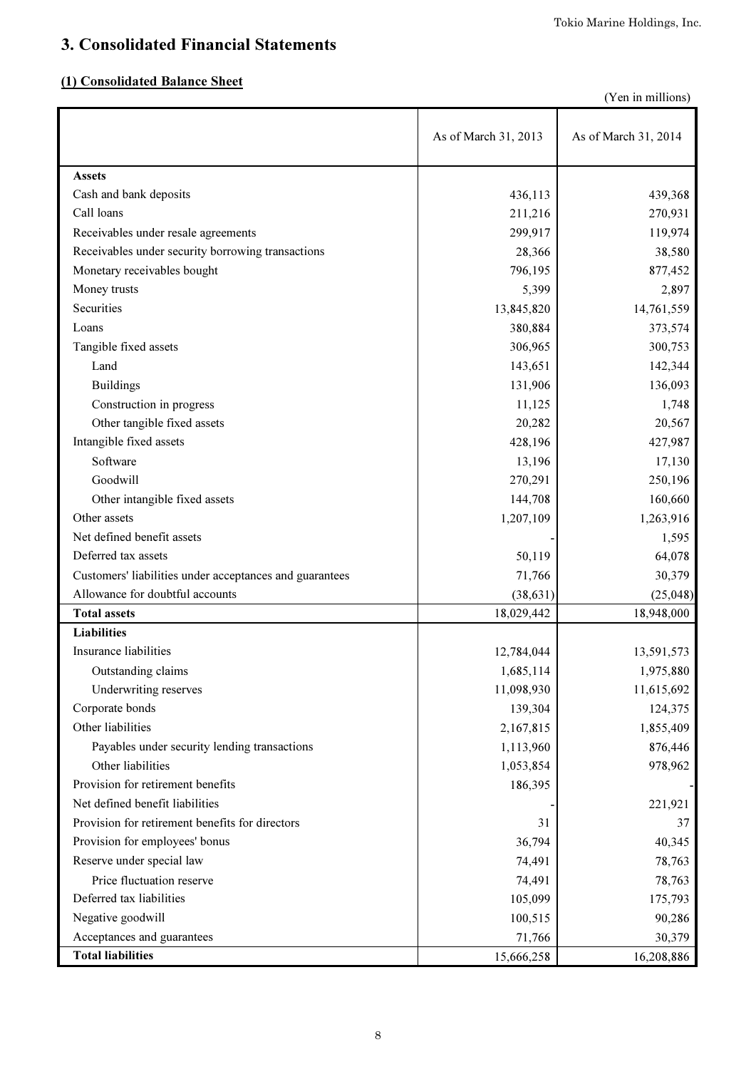# 3. Consolidated Financial Statements

## (1) Consolidated Balance Sheet

(Yen in millions)

| | As of March 31, 2013 | As of March 31, 2014 |
|---|---|---|
| **Assets** | | |
| Cash and bank deposits | 436,113 | 439,368 |
| Call loans | 211,216 | 270,931 |
| Receivables under resale agreements | 299,917 | 119,974 |
| Receivables under security borrowing transactions | 28,366 | 38,580 |
| Monetary receivables bought | 796,195 | 877,452 |
| Money trusts | 5,399 | 2,897 |
| Securities | 13,845,820 | 14,761,559 |
| Loans | 380,884 | 373,574 |
| Tangible fixed assets | 306,965 | 300,753 |
| Land | 143,651 | 142,344 |
| Buildings | 131,906 | 136,093 |
| Construction in progress | 11,125 | 1,748 |
| Other tangible fixed assets | 20,282 | 20,567 |
| Intangible fixed assets | 428,196 | 427,987 |
| Software | 13,196 | 17,130 |
| Goodwill | 270,291 | 250,196 |
| Other intangible fixed assets | 144,708 | 160,660 |
| Other assets | 1,207,109 | 1,263,916 |
| Net defined benefit assets | - | 1,595 |
| Deferred tax assets | 50,119 | 64,078 |
| Customers' liabilities under acceptances and guarantees | 71,766 | 30,379 |
| Allowance for doubtful accounts | (38,631) | (25,048) |
| **Total assets** | 18,029,442 | 18,948,000 |
| **Liabilities** | | |
| Insurance liabilities | 12,784,044 | 13,591,573 |
| Outstanding claims | 1,685,114 | 1,975,880 |
| Underwriting reserves | 11,098,930 | 11,615,692 |
| Corporate bonds | 139,304 | 124,375 |
| Other liabilities | 2,167,815 | 1,855,409 |
| Payables under security lending transactions | 1,113,960 | 876,446 |
| Other liabilities | 1,053,854 | 978,962 |
| Provision for retirement benefits | 186,395 | - |
| Net defined benefit liabilities | - | 221,921 |
| Provision for retirement benefits for directors | 31 | 37 |
| Provision for employees' bonus | 36,794 | 40,345 |
| Reserve under special law | 74,491 | 78,763 |
| Price fluctuation reserve | 74,491 | 78,763 |
| Deferred tax liabilities | 105,099 | 175,793 |
| Negative goodwill | 100,515 | 90,286 |
| Acceptances and guarantees | 71,766 | 30,379 |
| **Total liabilities** | 15,666,258 | 16,208,886 |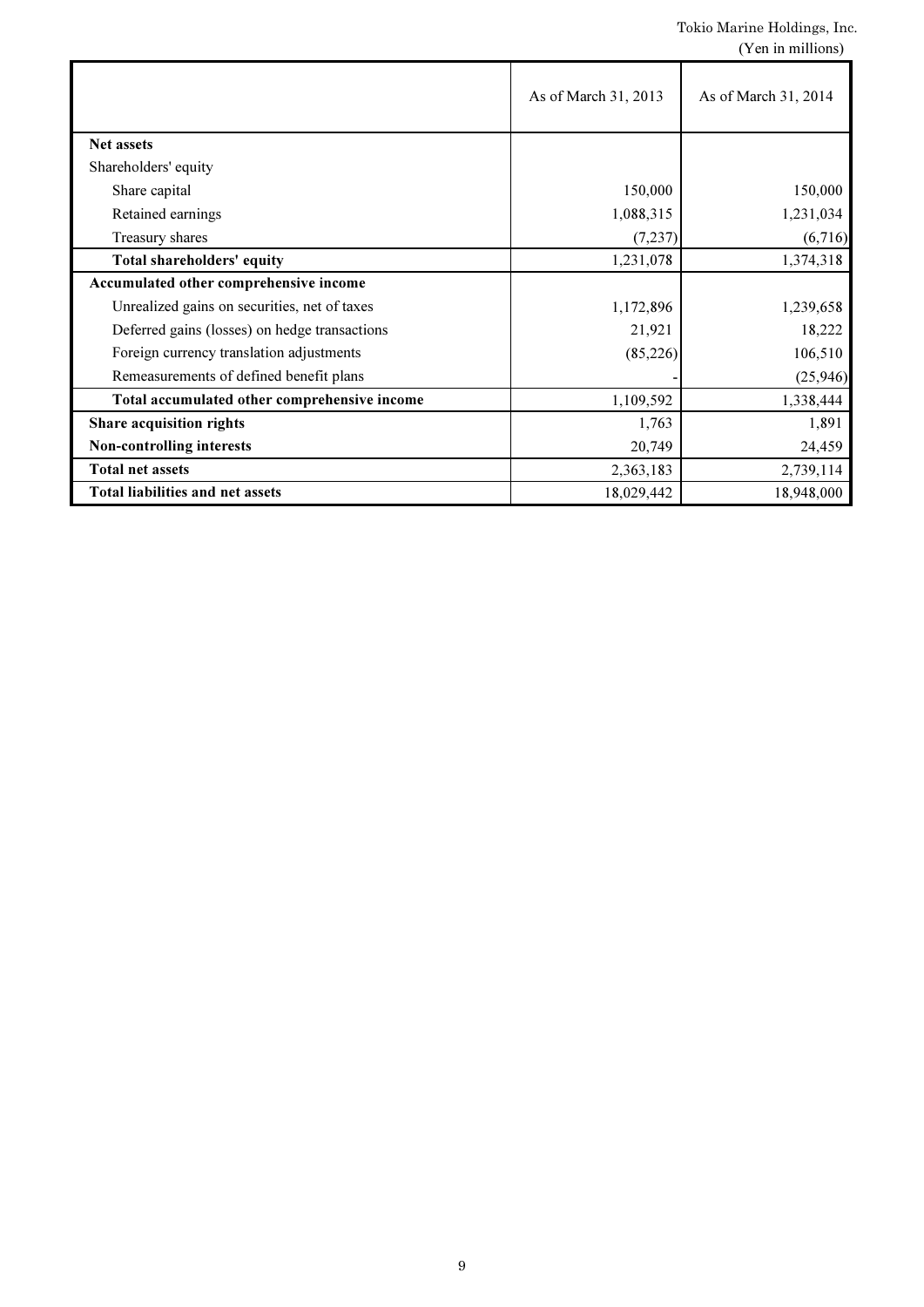Tokio Marine Holdings, Inc.

(Yen in millions)

| | As of March 31, 2013 | As of March 31, 2014 |
|---|---|---|
| **Net assets** | | |
| Shareholders' equity | | |
| Share capital | 150,000 | 150,000 |
| Retained earnings | 1,088,315 | 1,231,034 |
| Treasury shares | (7,237) | (6,716) |
| **Total shareholders' equity** | 1,231,078 | 1,374,318 |
| **Accumulated other comprehensive income** | | |
| Unrealized gains on securities, net of taxes | 1,172,896 | 1,239,658 |
| Deferred gains (losses) on hedge transactions | 21,921 | 18,222 |
| Foreign currency translation adjustments | (85,226) | 106,510 |
| Remeasurements of defined benefit plans | - | (25,946) |
| **Total accumulated other comprehensive income** | 1,109,592 | 1,338,444 |
| **Share acquisition rights** | 1,763 | 1,891 |
| **Non-controlling interests** | 20,749 | 24,459 |
| **Total net assets** | 2,363,183 | 2,739,114 |
| **Total liabilities and net assets** | 18,029,442 | 18,948,000 |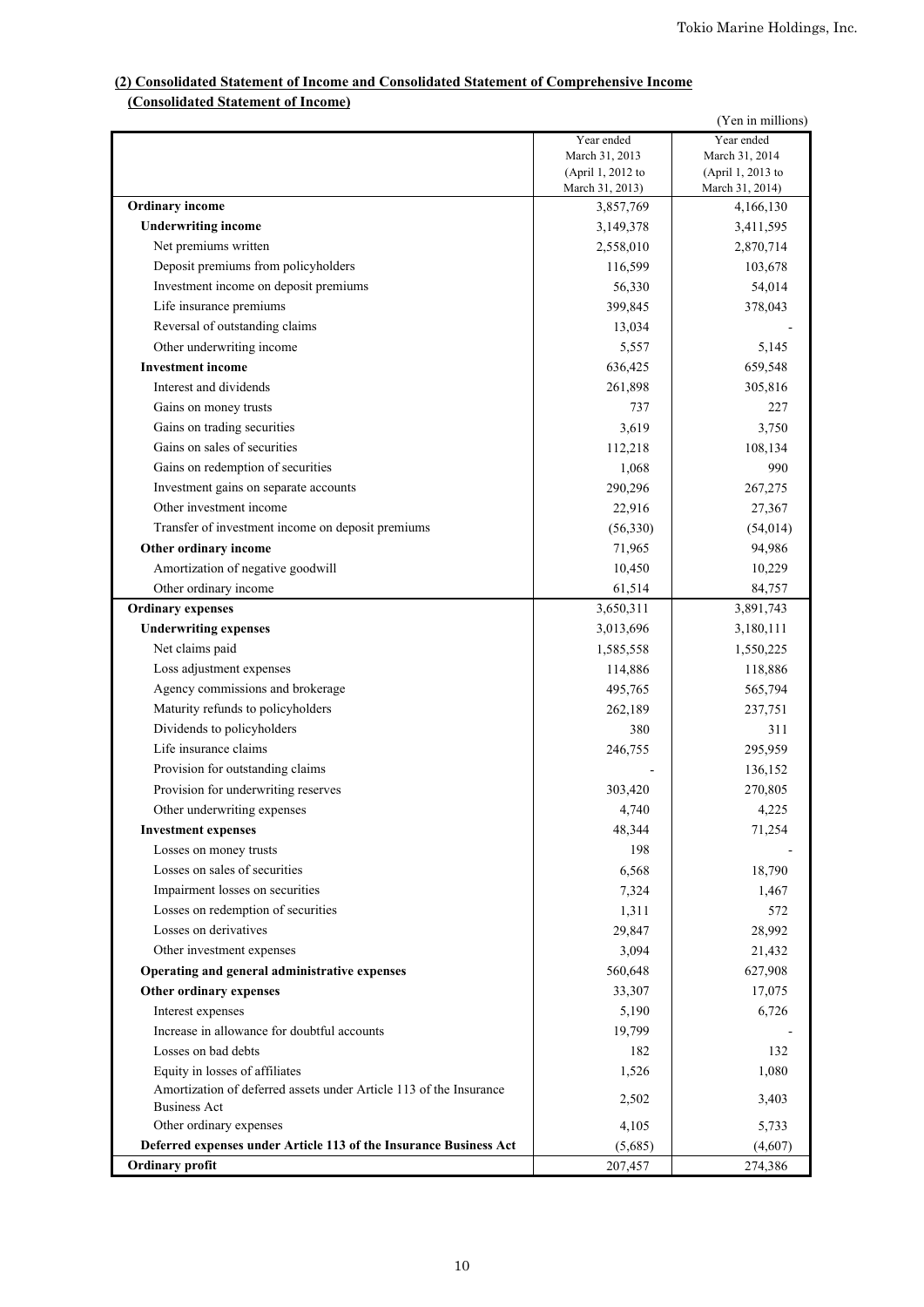**(2) Consolidated Statement of Income and Consolidated Statement of Comprehensive Income**

**(Consolidated Statement of Income)**

(Yen in millions)

| | Year ended March 31, 2013 (April 1, 2012 to March 31, 2013) | Year ended March 31, 2014 (April 1, 2013 to March 31, 2014) |
|---|---|---|
| **Ordinary income** | 3,857,769 | 4,166,130 |
| **Underwriting income** | 3,149,378 | 3,411,595 |
| Net premiums written | 2,558,010 | 2,870,714 |
| Deposit premiums from policyholders | 116,599 | 103,678 |
| Investment income on deposit premiums | 56,330 | 54,014 |
| Life insurance premiums | 399,845 | 378,043 |
| Reversal of outstanding claims | 13,034 | - |
| Other underwriting income | 5,557 | 5,145 |
| **Investment income** | 636,425 | 659,548 |
| Interest and dividends | 261,898 | 305,816 |
| Gains on money trusts | 737 | 227 |
| Gains on trading securities | 3,619 | 3,750 |
| Gains on sales of securities | 112,218 | 108,134 |
| Gains on redemption of securities | 1,068 | 990 |
| Investment gains on separate accounts | 290,296 | 267,275 |
| Other investment income | 22,916 | 27,367 |
| Transfer of investment income on deposit premiums | (56,330) | (54,014) |
| **Other ordinary income** | 71,965 | 94,986 |
| Amortization of negative goodwill | 10,450 | 10,229 |
| Other ordinary income | 61,514 | 84,757 |
| **Ordinary expenses** | 3,650,311 | 3,891,743 |
| **Underwriting expenses** | 3,013,696 | 3,180,111 |
| Net claims paid | 1,585,558 | 1,550,225 |
| Loss adjustment expenses | 114,886 | 118,886 |
| Agency commissions and brokerage | 495,765 | 565,794 |
| Maturity refunds to policyholders | 262,189 | 237,751 |
| Dividends to policyholders | 380 | 311 |
| Life insurance claims | 246,755 | 295,959 |
| Provision for outstanding claims | - | 136,152 |
| Provision for underwriting reserves | 303,420 | 270,805 |
| Other underwriting expenses | 4,740 | 4,225 |
| **Investment expenses** | 48,344 | 71,254 |
| Losses on money trusts | 198 | - |
| Losses on sales of securities | 6,568 | 18,790 |
| Impairment losses on securities | 7,324 | 1,467 |
| Losses on redemption of securities | 1,311 | 572 |
| Losses on derivatives | 29,847 | 28,992 |
| Other investment expenses | 3,094 | 21,432 |
| **Operating and general administrative expenses** | 560,648 | 627,908 |
| **Other ordinary expenses** | 33,307 | 17,075 |
| Interest expenses | 5,190 | 6,726 |
| Increase in allowance for doubtful accounts | 19,799 | - |
| Losses on bad debts | 182 | 132 |
| Equity in losses of affiliates | 1,526 | 1,080 |
| Amortization of deferred assets under Article 113 of the Insurance Business Act | 2,502 | 3,403 |
| Other ordinary expenses | 4,105 | 5,733 |
| **Deferred expenses under Article 113 of the Insurance Business Act** | (5,685) | (4,607) |
| **Ordinary profit** | 207,457 | 274,386 |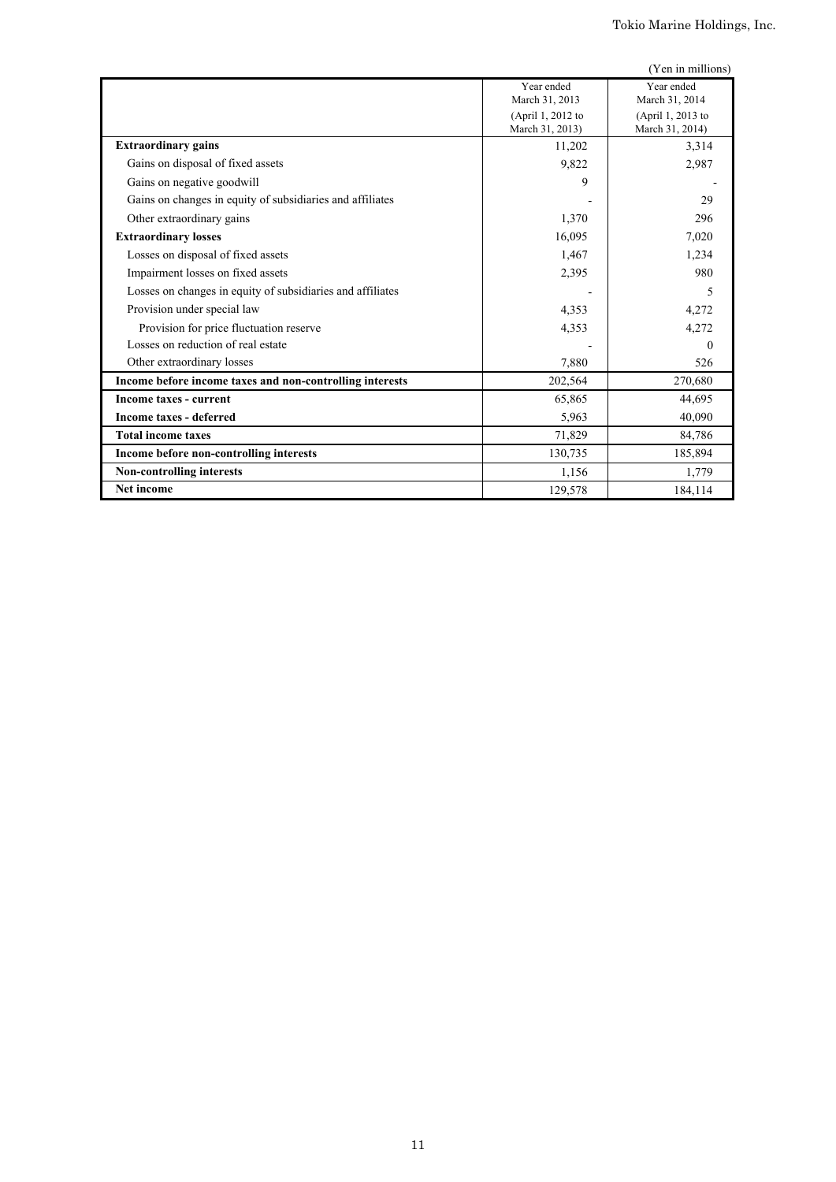(Yen in millions)

| | Year ended March 31, 2013 (April 1, 2012 to March 31, 2013) | Year ended March 31, 2014 (April 1, 2013 to March 31, 2014) |
|---|---|---|
| **Extraordinary gains** | 11,202 | 3,314 |
| Gains on disposal of fixed assets | 9,822 | 2,987 |
| Gains on negative goodwill | 9 | - |
| Gains on changes in equity of subsidiaries and affiliates | - | 29 |
| Other extraordinary gains | 1,370 | 296 |
| **Extraordinary losses** | 16,095 | 7,020 |
| Losses on disposal of fixed assets | 1,467 | 1,234 |
| Impairment losses on fixed assets | 2,395 | 980 |
| Losses on changes in equity of subsidiaries and affiliates | - | 5 |
| Provision under special law | 4,353 | 4,272 |
| Provision for price fluctuation reserve | 4,353 | 4,272 |
| Losses on reduction of real estate | - | 0 |
| Other extraordinary losses | 7,880 | 526 |
| **Income before income taxes and non-controlling interests** | 202,564 | 270,680 |
| **Income taxes - current** | 65,865 | 44,695 |
| **Income taxes - deferred** | 5,963 | 40,090 |
| **Total income taxes** | 71,829 | 84,786 |
| **Income before non-controlling interests** | 130,735 | 185,894 |
| **Non-controlling interests** | 1,156 | 1,779 |
| **Net income** | 129,578 | 184,114 |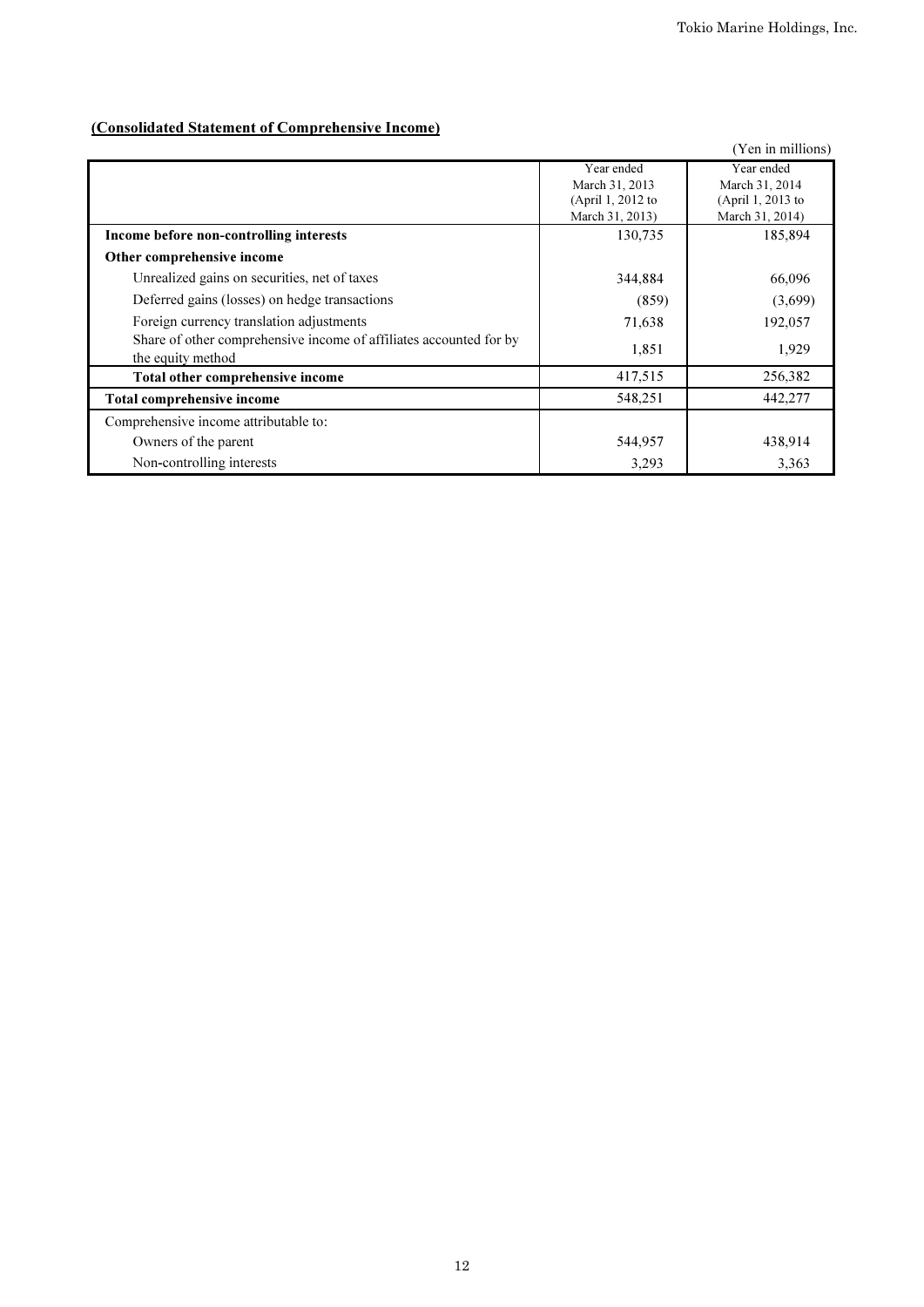**(Consolidated Statement of Comprehensive Income)**

(Yen in millions)

| | Year ended March 31, 2013 (April 1, 2012 to March 31, 2013) | Year ended March 31, 2014 (April 1, 2013 to March 31, 2014) |
|---|---|---|
| **Income before non-controlling interests** | 130,735 | 185,894 |
| **Other comprehensive income** | | |
| Unrealized gains on securities, net of taxes | 344,884 | 66,096 |
| Deferred gains (losses) on hedge transactions | (859) | (3,699) |
| Foreign currency translation adjustments | 71,638 | 192,057 |
| Share of other comprehensive income of affiliates accounted for by the equity method | 1,851 | 1,929 |
| **Total other comprehensive income** | 417,515 | 256,382 |
| **Total comprehensive income** | 548,251 | 442,277 |
| Comprehensive income attributable to: | | |
| Owners of the parent | 544,957 | 438,914 |
| Non-controlling interests | 3,293 | 3,363 |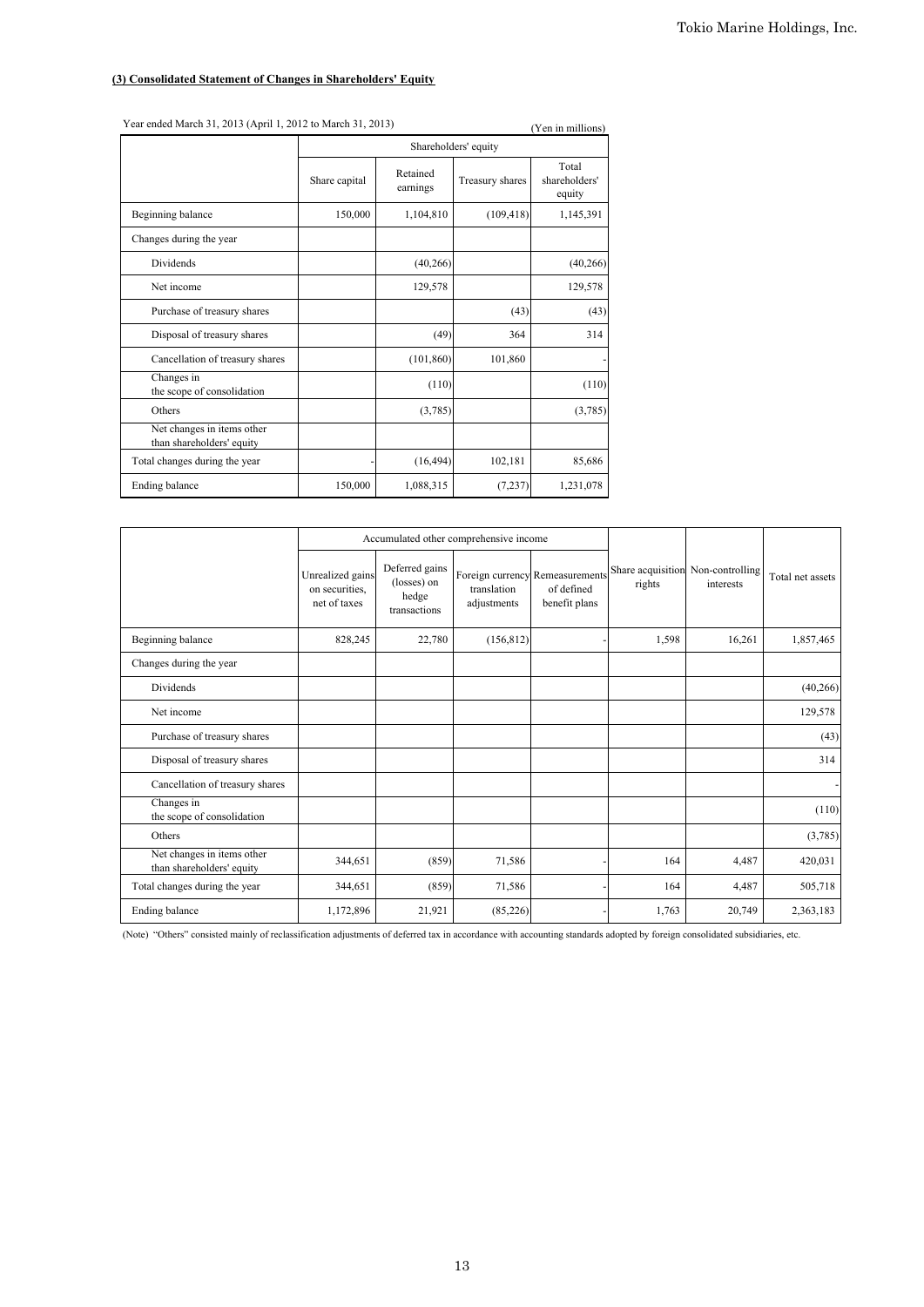### (3) Consolidated Statement of Changes in Shareholders' Equity

Year ended March 31, 2013 (April 1, 2012 to March 31, 2013)

(Yen in millions)

| | Shareholders' equity | | | |
|---|---|---|---|---|
| | Share capital | Retained earnings | Treasury shares | Total shareholders' equity |
| Beginning balance | 150,000 | 1,104,810 | (109,418) | 1,145,391 |
| Changes during the year | | | | |
| Dividends | | (40,266) | | (40,266) |
| Net income | | 129,578 | | 129,578 |
| Purchase of treasury shares | | | (43) | (43) |
| Disposal of treasury shares | | (49) | 364 | 314 |
| Cancellation of treasury shares | | (101,860) | 101,860 | - |
| Changes in the scope of consolidation | | (110) | | (110) |
| Others | | (3,785) | | (3,785) |
| Net changes in items other than shareholders' equity | | | | |
| Total changes during the year | - | (16,494) | 102,181 | 85,686 |
| Ending balance | 150,000 | 1,088,315 | (7,237) | 1,231,078 |

| | Accumulated other comprehensive income | | | | Share acquisition rights | Non-controlling interests | Total net assets |
|---|---|---|---|---|---|---|---|
| | Unrealized gains on securities, net of taxes | Deferred gains (losses) on hedge transactions | Foreign currency translation adjustments | Remeasurements of defined benefit plans | | | |
| Beginning balance | 828,245 | 22,780 | (156,812) | - | 1,598 | 16,261 | 1,857,465 |
| Changes during the year | | | | | | | |
| Dividends | | | | | | | (40,266) |
| Net income | | | | | | | 129,578 |
| Purchase of treasury shares | | | | | | | (43) |
| Disposal of treasury shares | | | | | | | 314 |
| Cancellation of treasury shares | | | | | | | - |
| Changes in the scope of consolidation | | | | | | | (110) |
| Others | | | | | | | (3,785) |
| Net changes in items other than shareholders' equity | 344,651 | (859) | 71,586 | - | 164 | 4,487 | 420,031 |
| Total changes during the year | 344,651 | (859) | 71,586 | - | 164 | 4,487 | 505,718 |
| Ending balance | 1,172,896 | 21,921 | (85,226) | - | 1,763 | 20,749 | 2,363,183 |

(Note) "Others" consisted mainly of reclassification adjustments of deferred tax in accordance with accounting standards adopted by foreign consolidated subsidiaries, etc.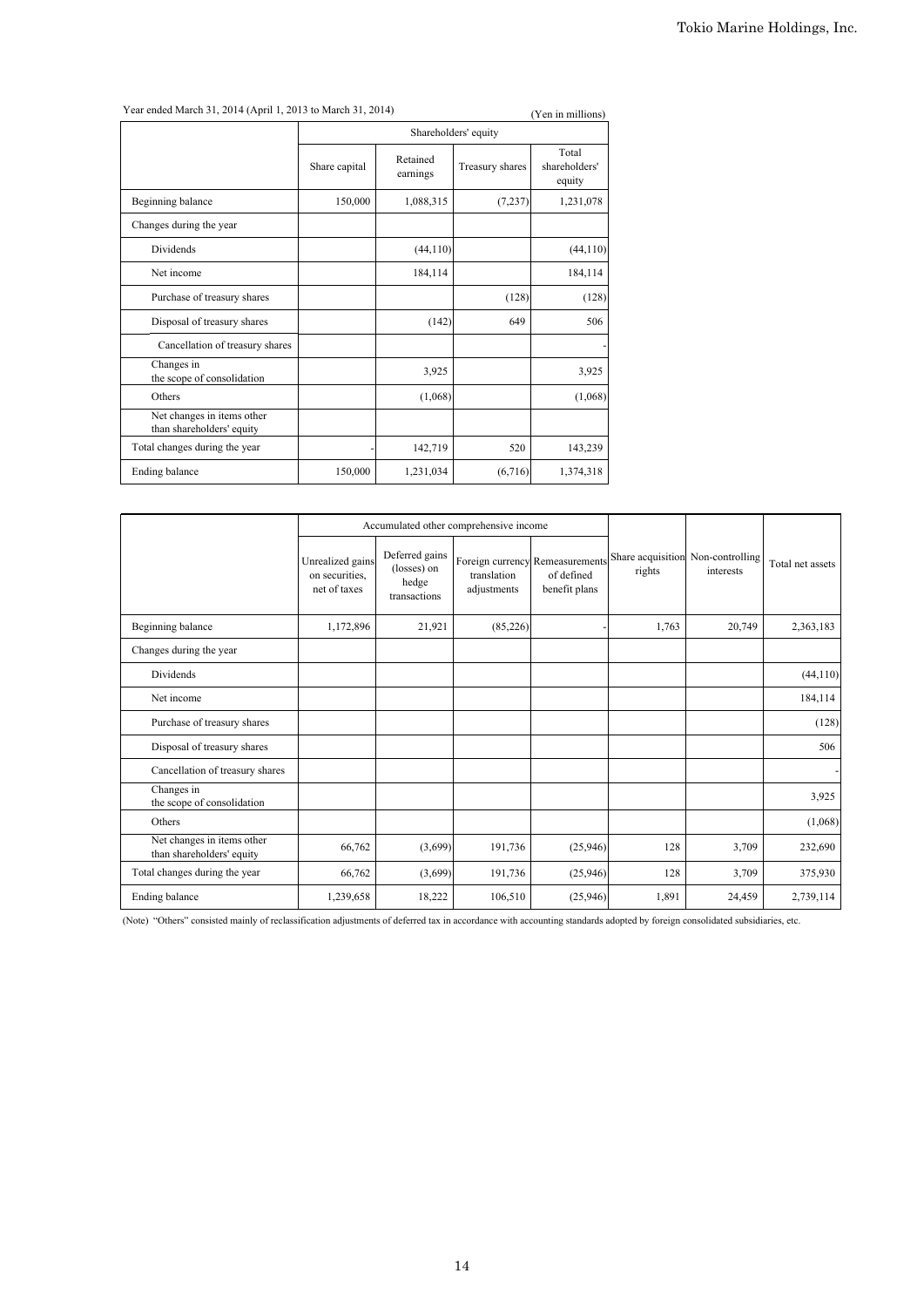Year ended March 31, 2014 (April 1, 2013 to March 31, 2014)

(Yen in millions)

| | Shareholders' equity | | | |
|---|---|---|---|---|
| | Share capital | Retained earnings | Treasury shares | Total shareholders' equity |
| Beginning balance | 150,000 | 1,088,315 | (7,237) | 1,231,078 |
| Changes during the year | | | | |
| Dividends | | (44,110) | | (44,110) |
| Net income | | 184,114 | | 184,114 |
| Purchase of treasury shares | | | (128) | (128) |
| Disposal of treasury shares | | (142) | 649 | 506 |
| Cancellation of treasury shares | | | | - |
| Changes in the scope of consolidation | | 3,925 | | 3,925 |
| Others | | (1,068) | | (1,068) |
| Net changes in items other than shareholders' equity | | | | |
| Total changes during the year | - | 142,719 | 520 | 143,239 |
| Ending balance | 150,000 | 1,231,034 | (6,716) | 1,374,318 |

| | Accumulated other comprehensive income | | | | | | |
|---|---|---|---|---|---|---|---|
| | Unrealized gains on securities, net of taxes | Deferred gains (losses) on hedge transactions | Foreign currency translation adjustments | Remeasurements of defined benefit plans | Share acquisition rights | Non-controlling interests | Total net assets |
| Beginning balance | 1,172,896 | 21,921 | (85,226) | - | 1,763 | 20,749 | 2,363,183 |
| Changes during the year | | | | | | | |
| Dividends | | | | | | | (44,110) |
| Net income | | | | | | | 184,114 |
| Purchase of treasury shares | | | | | | | (128) |
| Disposal of treasury shares | | | | | | | 506 |
| Cancellation of treasury shares | | | | | | | - |
| Changes in the scope of consolidation | | | | | | | 3,925 |
| Others | | | | | | | (1,068) |
| Net changes in items other than shareholders' equity | 66,762 | (3,699) | 191,736 | (25,946) | 128 | 3,709 | 232,690 |
| Total changes during the year | 66,762 | (3,699) | 191,736 | (25,946) | 128 | 3,709 | 375,930 |
| Ending balance | 1,239,658 | 18,222 | 106,510 | (25,946) | 1,891 | 24,459 | 2,739,114 |

(Note) "Others" consisted mainly of reclassification adjustments of deferred tax in accordance with accounting standards adopted by foreign consolidated subsidiaries, etc.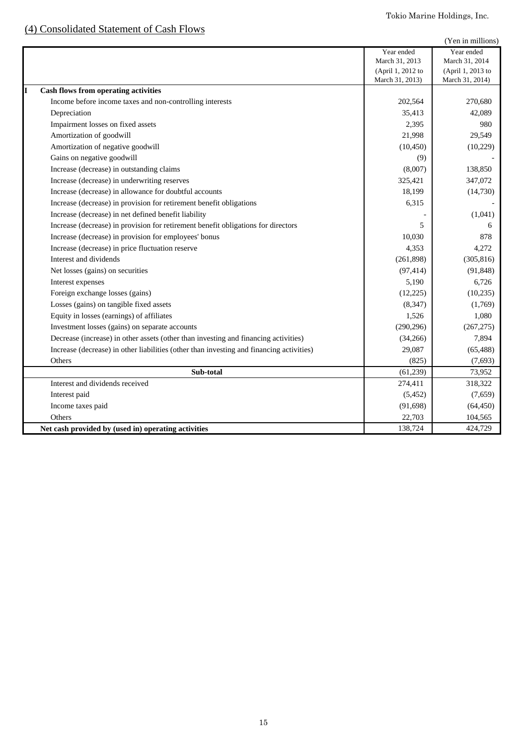## (4) Consolidated Statement of Cash Flows

(Yen in millions)

| | Year ended March 31, 2013 (April 1, 2012 to March 31, 2013) | Year ended March 31, 2014 (April 1, 2013 to March 31, 2014) |
|---|---|---|
| **I Cash flows from operating activities** | | |
| Income before income taxes and non-controlling interests | 202,564 | 270,680 |
| Depreciation | 35,413 | 42,089 |
| Impairment losses on fixed assets | 2,395 | 980 |
| Amortization of goodwill | 21,998 | 29,549 |
| Amortization of negative goodwill | (10,450) | (10,229) |
| Gains on negative goodwill | (9) | - |
| Increase (decrease) in outstanding claims | (8,007) | 138,850 |
| Increase (decrease) in underwriting reserves | 325,421 | 347,072 |
| Increase (decrease) in allowance for doubtful accounts | 18,199 | (14,730) |
| Increase (decrease) in provision for retirement benefit obligations | 6,315 | - |
| Increase (decrease) in net defined benefit liability | - | (1,041) |
| Increase (decrease) in provision for retirement benefit obligations for directors | 5 | 6 |
| Increase (decrease) in provision for employees' bonus | 10,030 | 878 |
| Increase (decrease) in price fluctuation reserve | 4,353 | 4,272 |
| Interest and dividends | (261,898) | (305,816) |
| Net losses (gains) on securities | (97,414) | (91,848) |
| Interest expenses | 5,190 | 6,726 |
| Foreign exchange losses (gains) | (12,225) | (10,235) |
| Losses (gains) on tangible fixed assets | (8,347) | (1,769) |
| Equity in losses (earnings) of affiliates | 1,526 | 1,080 |
| Investment losses (gains) on separate accounts | (290,296) | (267,275) |
| Decrease (increase) in other assets (other than investing and financing activities) | (34,266) | 7,894 |
| Increase (decrease) in other liabilities (other than investing and financing activities) | 29,087 | (65,488) |
| Others | (825) | (7,693) |
| **Sub-total** | (61,239) | 73,952 |
| Interest and dividends received | 274,411 | 318,322 |
| Interest paid | (5,452) | (7,659) |
| Income taxes paid | (91,698) | (64,450) |
| Others | 22,703 | 104,565 |
| **Net cash provided by (used in) operating activities** | 138,724 | 424,729 |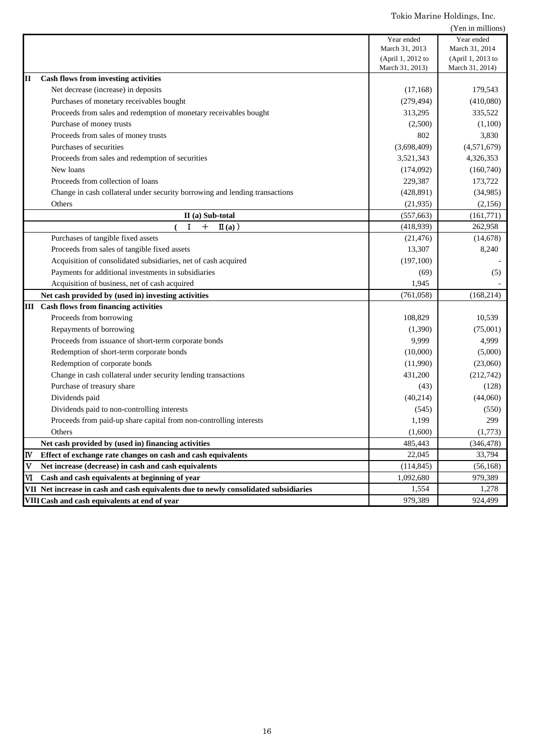Tokio Marine Holdings, Inc.

(Yen in millions)

| | Year ended March 31, 2013 (April 1, 2012 to March 31, 2013) | Year ended March 31, 2014 (April 1, 2013 to March 31, 2014) |
|---|---|---|
| **II Cash flows from investing activities** | | |
| Net decrease (increase) in deposits | (17,168) | 179,543 |
| Purchases of monetary receivables bought | (279,494) | (410,080) |
| Proceeds from sales and redemption of monetary receivables bought | 313,295 | 335,522 |
| Purchase of money trusts | (2,500) | (1,100) |
| Proceeds from sales of money trusts | 802 | 3,830 |
| Purchases of securities | (3,698,409) | (4,571,679) |
| Proceeds from sales and redemption of securities | 3,521,343 | 4,326,353 |
| New loans | (174,092) | (160,740) |
| Proceeds from collection of loans | 229,387 | 173,722 |
| Change in cash collateral under security borrowing and lending transactions | (428,891) | (34,985) |
| Others | (21,935) | (2,156) |
| **II (a) Sub-total** | (557,663) | (161,771) |
| **( I + II (a) )** | (418,939) | 262,958 |
| Purchases of tangible fixed assets | (21,476) | (14,678) |
| Proceeds from sales of tangible fixed assets | 13,307 | 8,240 |
| Acquisition of consolidated subsidiaries, net of cash acquired | (197,100) | - |
| Payments for additional investments in subsidiaries | (69) | (5) |
| Acquisition of business, net of cash acquired | 1,945 | - |
| **Net cash provided by (used in) investing activities** | (761,058) | (168,214) |
| **III Cash flows from financing activities** | | |
| Proceeds from borrowing | 108,829 | 10,539 |
| Repayments of borrowing | (1,390) | (75,001) |
| Proceeds from issuance of short-term corporate bonds | 9,999 | 4,999 |
| Redemption of short-term corporate bonds | (10,000) | (5,000) |
| Redemption of corporate bonds | (11,990) | (23,060) |
| Change in cash collateral under security lending transactions | 431,200 | (212,742) |
| Purchase of treasury share | (43) | (128) |
| Dividends paid | (40,214) | (44,060) |
| Dividends paid to non-controlling interests | (545) | (550) |
| Proceeds from paid-up share capital from non-controlling interests | 1,199 | 299 |
| Others | (1,600) | (1,773) |
| **Net cash provided by (used in) financing activities** | 485,443 | (346,478) |
| **IV Effect of exchange rate changes on cash and cash equivalents** | 22,045 | 33,794 |
| **V Net increase (decrease) in cash and cash equivalents** | (114,845) | (56,168) |
| **VI Cash and cash equivalents at beginning of year** | 1,092,680 | 979,389 |
| **VII Net increase in cash and cash equivalents due to newly consolidated subsidiaries** | 1,554 | 1,278 |
| **VIII Cash and cash equivalents at end of year** | 979,389 | 924,499 |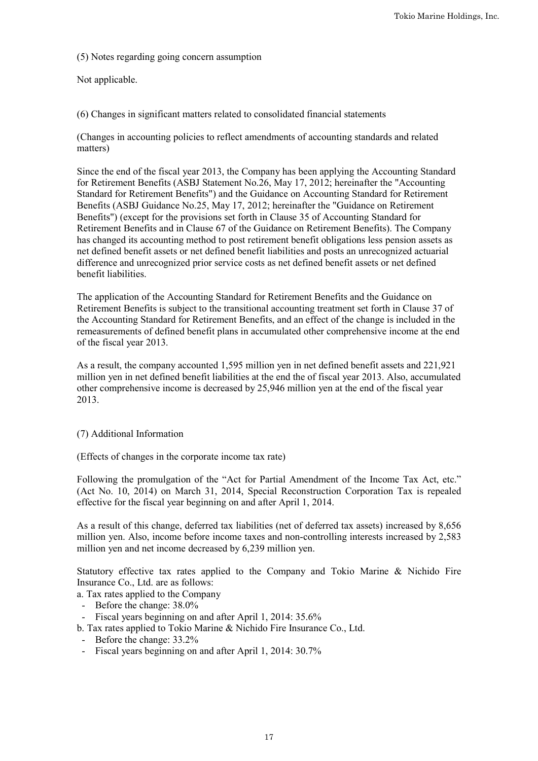## (5) Notes regarding going concern assumption

Not applicable.

## (6) Changes in significant matters related to consolidated financial statements

(Changes in accounting policies to reflect amendments of accounting standards and related matters)

Since the end of the fiscal year 2013, the Company has been applying the Accounting Standard for Retirement Benefits (ASBJ Statement No.26, May 17, 2012; hereinafter the "Accounting Standard for Retirement Benefits") and the Guidance on Accounting Standard for Retirement Benefits (ASBJ Guidance No.25, May 17, 2012; hereinafter the "Guidance on Retirement Benefits") (except for the provisions set forth in Clause 35 of Accounting Standard for Retirement Benefits and in Clause 67 of the Guidance on Retirement Benefits). The Company has changed its accounting method to post retirement benefit obligations less pension assets as net defined benefit assets or net defined benefit liabilities and posts an unrecognized actuarial difference and unrecognized prior service costs as net defined benefit assets or net defined benefit liabilities.

The application of the Accounting Standard for Retirement Benefits and the Guidance on Retirement Benefits is subject to the transitional accounting treatment set forth in Clause 37 of the Accounting Standard for Retirement Benefits, and an effect of the change is included in the remeasurements of defined benefit plans in accumulated other comprehensive income at the end of the fiscal year 2013.

As a result, the company accounted 1,595 million yen in net defined benefit assets and 221,921 million yen in net defined benefit liabilities at the end the of fiscal year 2013. Also, accumulated other comprehensive income is decreased by 25,946 million yen at the end of the fiscal year 2013.

## (7) Additional Information

(Effects of changes in the corporate income tax rate)

Following the promulgation of the "Act for Partial Amendment of the Income Tax Act, etc." (Act No. 10, 2014) on March 31, 2014, Special Reconstruction Corporation Tax is repealed effective for the fiscal year beginning on and after April 1, 2014.

As a result of this change, deferred tax liabilities (net of deferred tax assets) increased by 8,656 million yen. Also, income before income taxes and non-controlling interests increased by 2,583 million yen and net income decreased by 6,239 million yen.

Statutory effective tax rates applied to the Company and Tokio Marine & Nichido Fire Insurance Co., Ltd. are as follows:

a. Tax rates applied to the Company
- Before the change: 38.0%
- Fiscal years beginning on and after April 1, 2014: 35.6%

b. Tax rates applied to Tokio Marine & Nichido Fire Insurance Co., Ltd.
- Before the change: 33.2%
- Fiscal years beginning on and after April 1, 2014: 30.7%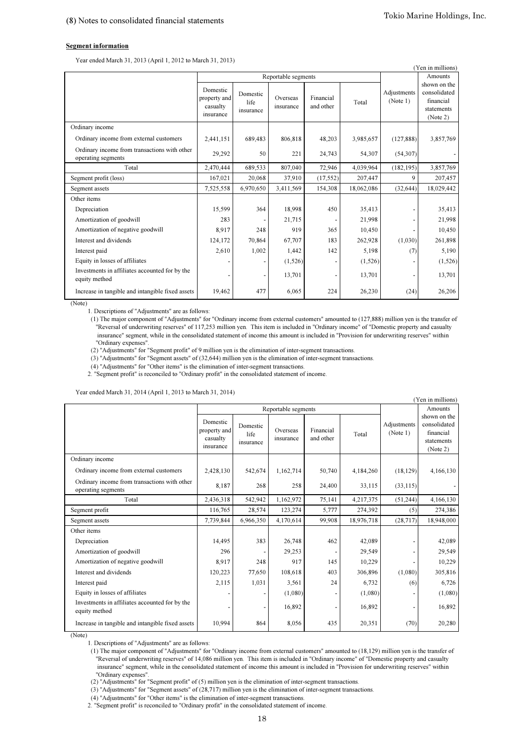(8) Notes to consolidated financial statements

**Segment information**

Year ended March 31, 2013 (April 1, 2012 to March 31, 2013)

(Yen in millions)

| | Reportable segments | | | | | Adjustments (Note 1) | Amounts shown on the consolidated financial statements (Note 2) |
|---|---|---|---|---|---|---|---|
| | Domestic property and casualty insurance | Domestic life insurance | Overseas insurance | Financial and other | Total | | |
| Ordinary income | | | | | | | |
| Ordinary income from external customers | 2,441,151 | 689,483 | 806,818 | 48,203 | 3,985,657 | (127,888) | 3,857,769 |
| Ordinary income from transactions with other operating segments | 29,292 | 50 | 221 | 24,743 | 54,307 | (54,307) | - |
| Total | 2,470,444 | 689,533 | 807,040 | 72,946 | 4,039,964 | (182,195) | 3,857,769 |
| Segment profit (loss) | 167,021 | 20,068 | 37,910 | (17,552) | 207,447 | 9 | 207,457 |
| Segment assets | 7,525,558 | 6,970,650 | 3,411,569 | 154,308 | 18,062,086 | (32,644) | 18,029,442 |
| Other items | | | | | | | |
| Depreciation | 15,599 | 364 | 18,998 | 450 | 35,413 | - | 35,413 |
| Amortization of goodwill | 283 | - | 21,715 | - | 21,998 | - | 21,998 |
| Amortization of negative goodwill | 8,917 | 248 | 919 | 365 | 10,450 | - | 10,450 |
| Interest and dividends | 124,172 | 70,864 | 67,707 | 183 | 262,928 | (1,030) | 261,898 |
| Interest paid | 2,610 | 1,002 | 1,442 | 142 | 5,198 | (7) | 5,190 |
| Equity in losses of affiliates | - | - | (1,526) | - | (1,526) | - | (1,526) |
| Investments in affiliates accounted for by the equity method | - | - | 13,701 | - | 13,701 | - | 13,701 |
| Increase in tangible and intangible fixed assets | 19,462 | 477 | 6,065 | 224 | 26,230 | (24) | 26,206 |

(Note)

1. Descriptions of "Adjustments" are as follows:
   (1) The major component of "Adjustments" for "Ordinary income from external customers" amounted to (127,888) million yen is the transfer of "Reversal of underwriting reserves" of 117,253 million yen. This item is included in "Ordinary income" of "Domestic property and casualty insurance" segment, while in the consolidated statement of income this amount is included in "Provision for underwriting reserves" within "Ordinary expenses".
   (2) "Adjustments" for "Segment profit" of 9 million yen is the elimination of inter-segment transactions.
   (3) "Adjustments" for "Segment assets" of (32,644) million yen is the elimination of inter-segment transactions.
   (4) "Adjustments" for "Other items" is the elimination of inter-segment transactions.
2. "Segment profit" is reconciled to "Ordinary profit" in the consolidated statement of income.

Year ended March 31, 2014 (April 1, 2013 to March 31, 2014)

(Yen in millions)

| | Reportable segments | | | | | Adjustments (Note 1) | Amounts shown on the consolidated financial statements (Note 2) |
|---|---|---|---|---|---|---|---|
| | Domestic property and casualty insurance | Domestic life insurance | Overseas insurance | Financial and other | Total | | |
| Ordinary income | | | | | | | |
| Ordinary income from external customers | 2,428,130 | 542,674 | 1,162,714 | 50,740 | 4,184,260 | (18,129) | 4,166,130 |
| Ordinary income from transactions with other operating segments | 8,187 | 268 | 258 | 24,400 | 33,115 | (33,115) | - |
| Total | 2,436,318 | 542,942 | 1,162,972 | 75,141 | 4,217,375 | (51,244) | 4,166,130 |
| Segment profit | 116,765 | 28,574 | 123,274 | 5,777 | 274,392 | (5) | 274,386 |
| Segment assets | 7,739,844 | 6,966,350 | 4,170,614 | 99,908 | 18,976,718 | (28,717) | 18,948,000 |
| Other items | | | | | | | |
| Depreciation | 14,495 | 383 | 26,748 | 462 | 42,089 | - | 42,089 |
| Amortization of goodwill | 296 | - | 29,253 | - | 29,549 | - | 29,549 |
| Amortization of negative goodwill | 8,917 | 248 | 917 | 145 | 10,229 | - | 10,229 |
| Interest and dividends | 120,223 | 77,650 | 108,618 | 403 | 306,896 | (1,080) | 305,816 |
| Interest paid | 2,115 | 1,031 | 3,561 | 24 | 6,732 | (6) | 6,726 |
| Equity in losses of affiliates | - | - | (1,080) | - | (1,080) | - | (1,080) |
| Investments in affiliates accounted for by the equity method | - | - | 16,892 | - | 16,892 | - | 16,892 |
| Increase in tangible and intangible fixed assets | 10,994 | 864 | 8,056 | 435 | 20,351 | (70) | 20,280 |

(Note)

1. Descriptions of "Adjustments" are as follows:
   (1) The major component of "Adjustments" for "Ordinary income from external customers" amounted to (18,129) million yen is the transfer of "Reversal of underwriting reserves" of 14,086 million yen. This item is included in "Ordinary income" of "Domestic property and casualty insurance" segment, while in the consolidated statement of income this amount is included in "Provision for underwriting reserves" within "Ordinary expenses".
   (2) "Adjustments" for "Segment profit" of (5) million yen is the elimination of inter-segment transactions.
   (3) "Adjustments" for "Segment assets" of (28,717) million yen is the elimination of inter-segment transactions.
   (4) "Adjustments" for "Other items" is the elimination of inter-segment transactions.
2. "Segment profit" is reconciled to "Ordinary profit" in the consolidated statement of income.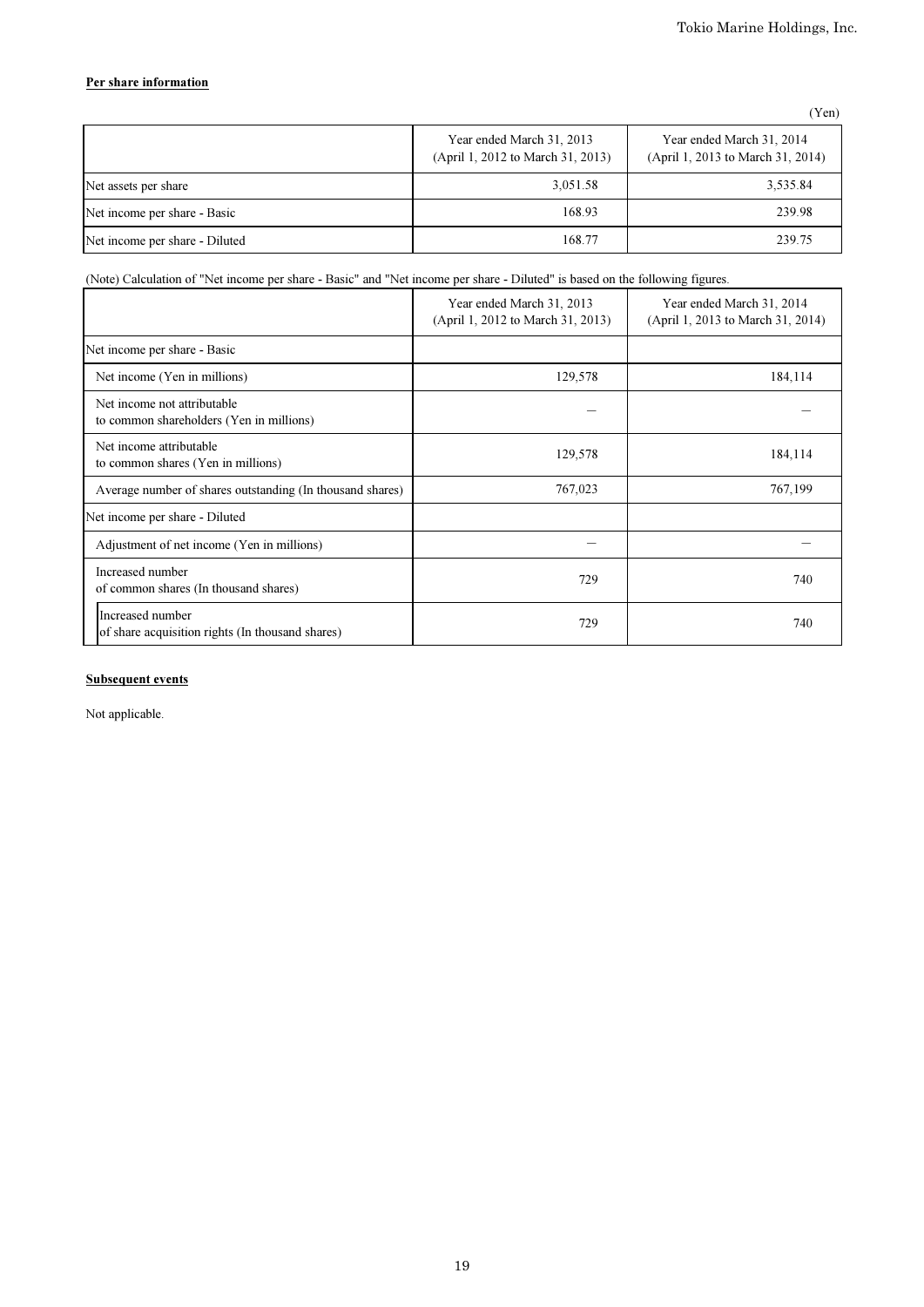**Per share information**

(Yen)

| | Year ended March 31, 2013 (April 1, 2012 to March 31, 2013) | Year ended March 31, 2014 (April 1, 2013 to March 31, 2014) |
|---|---|---|
| Net assets per share | 3,051.58 | 3,535.84 |
| Net income per share - Basic | 168.93 | 239.98 |
| Net income per share - Diluted | 168.77 | 239.75 |

(Note) Calculation of "Net income per share - Basic" and "Net income per share - Diluted" is based on the following figures.

| | Year ended March 31, 2013 (April 1, 2012 to March 31, 2013) | Year ended March 31, 2014 (April 1, 2013 to March 31, 2014) |
|---|---|---|
| Net income per share - Basic | | |
| Net income (Yen in millions) | 129,578 | 184,114 |
| Net income not attributable to common shareholders (Yen in millions) | — | — |
| Net income attributable to common shares (Yen in millions) | 129,578 | 184,114 |
| Average number of shares outstanding (In thousand shares) | 767,023 | 767,199 |
| Net income per share - Diluted | | |
| Adjustment of net income (Yen in millions) | — | — |
| Increased number of common shares (In thousand shares) | 729 | 740 |
| Increased number of share acquisition rights (In thousand shares) | 729 | 740 |

**Subsequent events**

Not applicable.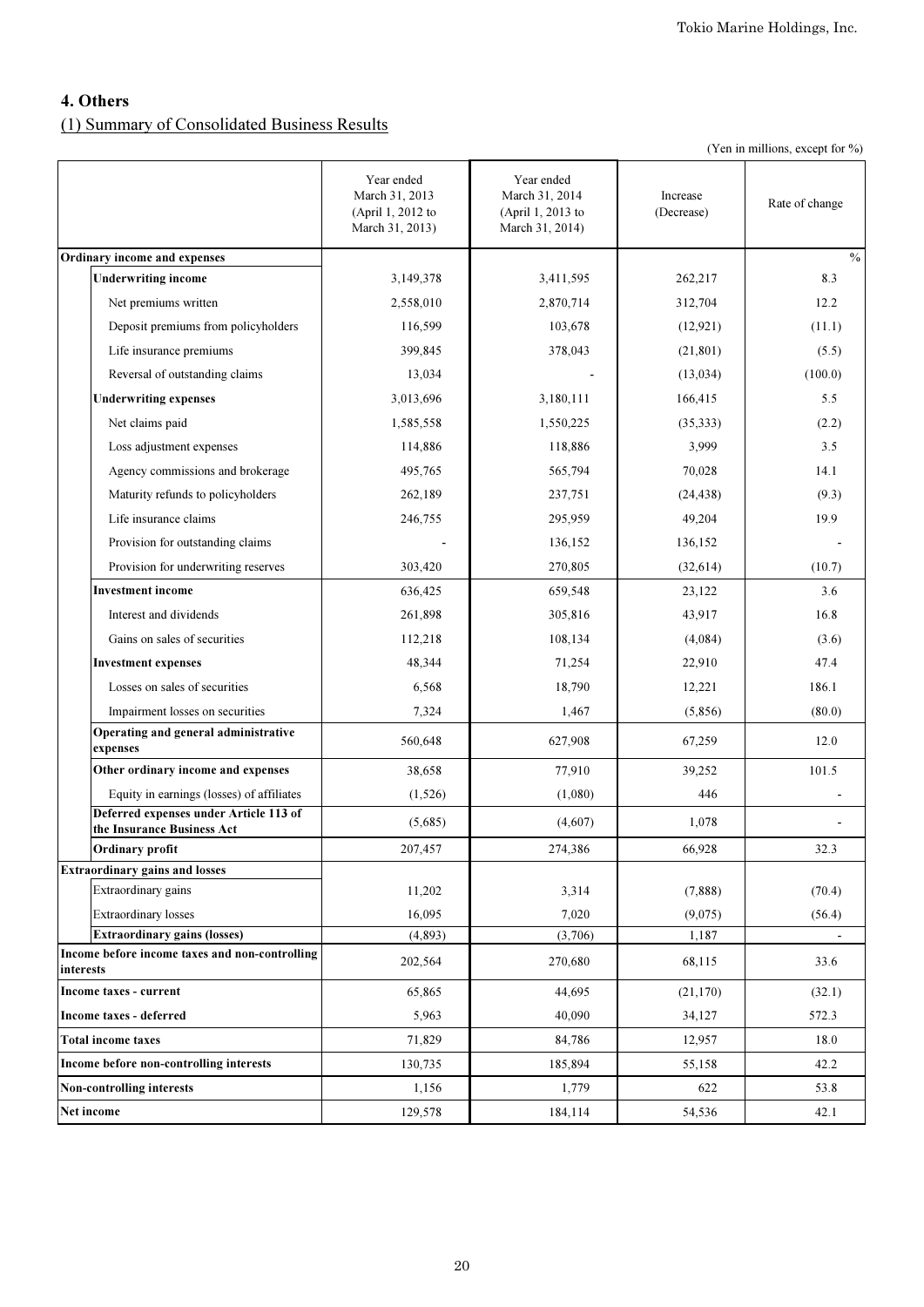## 4. Others

### (1) Summary of Consolidated Business Results

(Yen in millions, except for %)

| | Year ended March 31, 2013 (April 1, 2012 to March 31, 2013) | Year ended March 31, 2014 (April 1, 2013 to March 31, 2014) | Increase (Decrease) | Rate of change |
|---|---|---|---|---|
| **Ordinary income and expenses** | | | | % |
| **Underwriting income** | 3,149,378 | 3,411,595 | 262,217 | 8.3 |
| Net premiums written | 2,558,010 | 2,870,714 | 312,704 | 12.2 |
| Deposit premiums from policyholders | 116,599 | 103,678 | (12,921) | (11.1) |
| Life insurance premiums | 399,845 | 378,043 | (21,801) | (5.5) |
| Reversal of outstanding claims | 13,034 | - | (13,034) | (100.0) |
| **Underwriting expenses** | 3,013,696 | 3,180,111 | 166,415 | 5.5 |
| Net claims paid | 1,585,558 | 1,550,225 | (35,333) | (2.2) |
| Loss adjustment expenses | 114,886 | 118,886 | 3,999 | 3.5 |
| Agency commissions and brokerage | 495,765 | 565,794 | 70,028 | 14.1 |
| Maturity refunds to policyholders | 262,189 | 237,751 | (24,438) | (9.3) |
| Life insurance claims | 246,755 | 295,959 | 49,204 | 19.9 |
| Provision for outstanding claims | - | 136,152 | 136,152 | - |
| Provision for underwriting reserves | 303,420 | 270,805 | (32,614) | (10.7) |
| **Investment income** | 636,425 | 659,548 | 23,122 | 3.6 |
| Interest and dividends | 261,898 | 305,816 | 43,917 | 16.8 |
| Gains on sales of securities | 112,218 | 108,134 | (4,084) | (3.6) |
| **Investment expenses** | 48,344 | 71,254 | 22,910 | 47.4 |
| Losses on sales of securities | 6,568 | 18,790 | 12,221 | 186.1 |
| Impairment losses on securities | 7,324 | 1,467 | (5,856) | (80.0) |
| **Operating and general administrative expenses** | 560,648 | 627,908 | 67,259 | 12.0 |
| **Other ordinary income and expenses** | 38,658 | 77,910 | 39,252 | 101.5 |
| Equity in earnings (losses) of affiliates | (1,526) | (1,080) | 446 | - |
| **Deferred expenses under Article 113 of the Insurance Business Act** | (5,685) | (4,607) | 1,078 | - |
| **Ordinary profit** | 207,457 | 274,386 | 66,928 | 32.3 |
| **Extraordinary gains and losses** | | | | |
| Extraordinary gains | 11,202 | 3,314 | (7,888) | (70.4) |
| Extraordinary losses | 16,095 | 7,020 | (9,075) | (56.4) |
| **Extraordinary gains (losses)** | (4,893) | (3,706) | 1,187 | - |
| **Income before income taxes and non-controlling interests** | 202,564 | 270,680 | 68,115 | 33.6 |
| **Income taxes - current** | 65,865 | 44,695 | (21,170) | (32.1) |
| **Income taxes - deferred** | 5,963 | 40,090 | 34,127 | 572.3 |
| **Total income taxes** | 71,829 | 84,786 | 12,957 | 18.0 |
| **Income before non-controlling interests** | 130,735 | 185,894 | 55,158 | 42.2 |
| **Non-controlling interests** | 1,156 | 1,779 | 622 | 53.8 |
| **Net income** | 129,578 | 184,114 | 54,536 | 42.1 |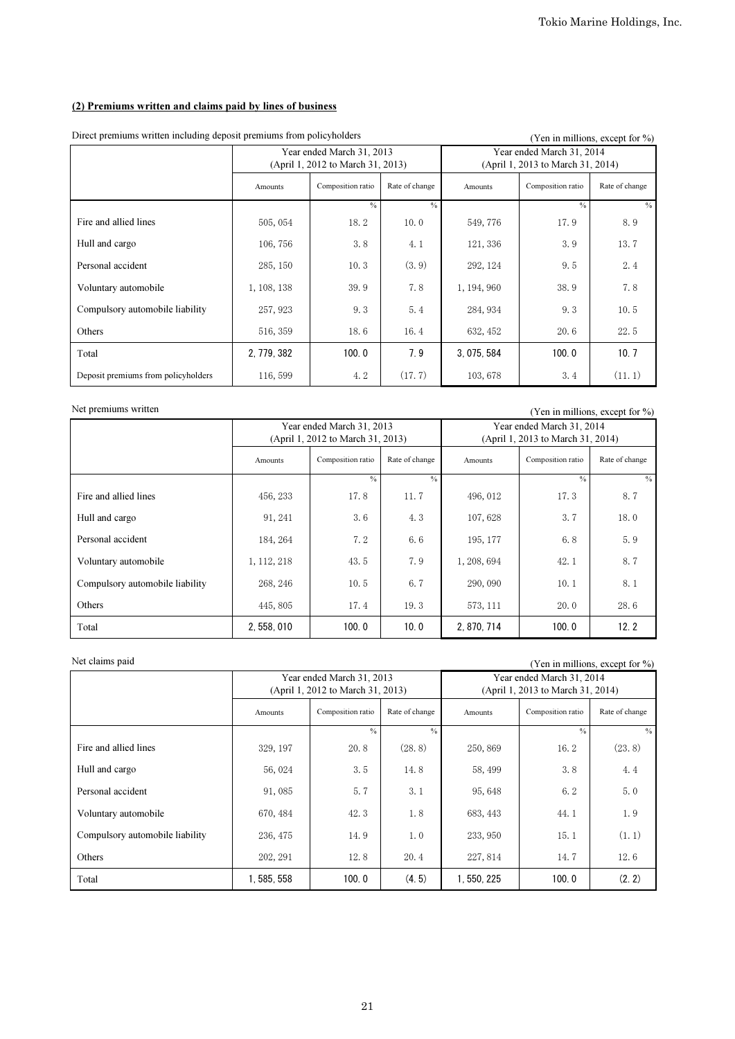### (2) Premiums written and claims paid by lines of business

Direct premiums written including deposit premiums from policyholders

(Yen in millions, except for %)

| | Year ended March 31, 2013 (April 1, 2012 to March 31, 2013) | | | Year ended March 31, 2014 (April 1, 2013 to March 31, 2014) | | |
|---|---|---|---|---|---|---|
| | Amounts | Composition ratio | Rate of change | Amounts | Composition ratio | Rate of change |
| | | % | % | | % | % |
| Fire and allied lines | 505,054 | 18.2 | 10.0 | 549,776 | 17.9 | 8.9 |
| Hull and cargo | 106,756 | 3.8 | 4.1 | 121,336 | 3.9 | 13.7 |
| Personal accident | 285,150 | 10.3 | (3.9) | 292,124 | 9.5 | 2.4 |
| Voluntary automobile | 1,108,138 | 39.9 | 7.8 | 1,194,960 | 38.9 | 7.8 |
| Compulsory automobile liability | 257,923 | 9.3 | 5.4 | 284,934 | 9.3 | 10.5 |
| Others | 516,359 | 18.6 | 16.4 | 632,452 | 20.6 | 22.5 |
| Total | 2,779,382 | 100.0 | 7.9 | 3,075,584 | 100.0 | 10.7 |
| Deposit premiums from policyholders | 116,599 | 4.2 | (17.7) | 103,678 | 3.4 | (11.1) |

Net premiums written

(Yen in millions, except for %)

| | Year ended March 31, 2013 (April 1, 2012 to March 31, 2013) | | | Year ended March 31, 2014 (April 1, 2013 to March 31, 2014) | | |
|---|---|---|---|---|---|---|
| | Amounts | Composition ratio | Rate of change | Amounts | Composition ratio | Rate of change |
| | | % | % | | % | % |
| Fire and allied lines | 456,233 | 17.8 | 11.7 | 496,012 | 17.3 | 8.7 |
| Hull and cargo | 91,241 | 3.6 | 4.3 | 107,628 | 3.7 | 18.0 |
| Personal accident | 184,264 | 7.2 | 6.6 | 195,177 | 6.8 | 5.9 |
| Voluntary automobile | 1,112,218 | 43.5 | 7.9 | 1,208,694 | 42.1 | 8.7 |
| Compulsory automobile liability | 268,246 | 10.5 | 6.7 | 290,090 | 10.1 | 8.1 |
| Others | 445,805 | 17.4 | 19.3 | 573,111 | 20.0 | 28.6 |
| Total | 2,558,010 | 100.0 | 10.0 | 2,870,714 | 100.0 | 12.2 |

Net claims paid

(Yen in millions, except for %)

| | Year ended March 31, 2013 (April 1, 2012 to March 31, 2013) | | | Year ended March 31, 2014 (April 1, 2013 to March 31, 2014) | | |
|---|---|---|---|---|---|---|
| | Amounts | Composition ratio | Rate of change | Amounts | Composition ratio | Rate of change |
| | | % | % | | % | % |
| Fire and allied lines | 329,197 | 20.8 | (28.8) | 250,869 | 16.2 | (23.8) |
| Hull and cargo | 56,024 | 3.5 | 14.8 | 58,499 | 3.8 | 4.4 |
| Personal accident | 91,085 | 5.7 | 3.1 | 95,648 | 6.2 | 5.0 |
| Voluntary automobile | 670,484 | 42.3 | 1.8 | 683,443 | 44.1 | 1.9 |
| Compulsory automobile liability | 236,475 | 14.9 | 1.0 | 233,950 | 15.1 | (1.1) |
| Others | 202,291 | 12.8 | 20.4 | 227,814 | 14.7 | 12.6 |
| Total | 1,585,558 | 100.0 | (4.5) | 1,550,225 | 100.0 | (2.2) |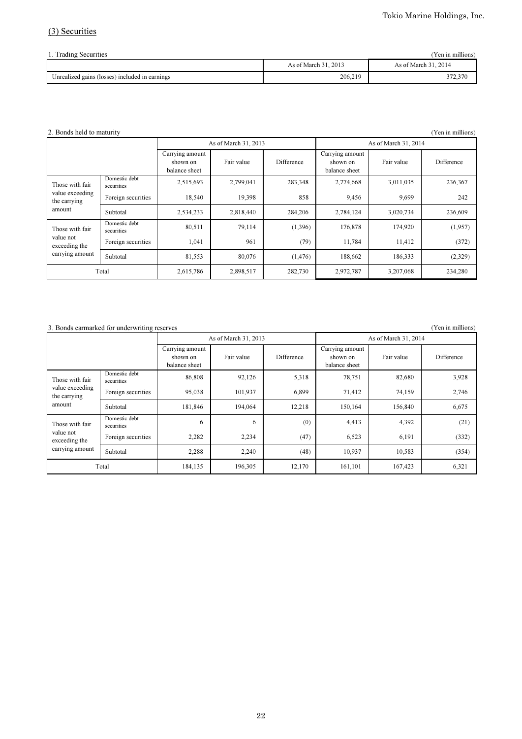## (3) Securities

1. Trading Securities

(Yen in millions)

| | As of March 31, 2013 | As of March 31, 2014 |
|---|---|---|
| Unrealized gains (losses) included in earnings | 206,219 | 372,370 |

2. Bonds held to maturity

(Yen in millions)

| | | As of March 31, 2013 | | | As of March 31, 2014 | | |
|---|---|---|---|---|---|---|---|
| | | Carrying amount shown on balance sheet | Fair value | Difference | Carrying amount shown on balance sheet | Fair value | Difference |
| Those with fair value exceeding the carrying amount | Domestic debt securities | 2,515,693 | 2,799,041 | 283,348 | 2,774,668 | 3,011,035 | 236,367 |
| | Foreign securities | 18,540 | 19,398 | 858 | 9,456 | 9,699 | 242 |
| | Subtotal | 2,534,233 | 2,818,440 | 284,206 | 2,784,124 | 3,020,734 | 236,609 |
| Those with fair value not exceeding the carrying amount | Domestic debt securities | 80,511 | 79,114 | (1,396) | 176,878 | 174,920 | (1,957) |
| | Foreign securities | 1,041 | 961 | (79) | 11,784 | 11,412 | (372) |
| | Subtotal | 81,553 | 80,076 | (1,476) | 188,662 | 186,333 | (2,329) |
| Total | | 2,615,786 | 2,898,517 | 282,730 | 2,972,787 | 3,207,068 | 234,280 |

3. Bonds earmarked for underwriting reserves

(Yen in millions)

| | | As of March 31, 2013 | | | As of March 31, 2014 | | |
|---|---|---|---|---|---|---|---|
| | | Carrying amount shown on balance sheet | Fair value | Difference | Carrying amount shown on balance sheet | Fair value | Difference |
| Those with fair value exceeding the carrying amount | Domestic debt securities | 86,808 | 92,126 | 5,318 | 78,751 | 82,680 | 3,928 |
| | Foreign securities | 95,038 | 101,937 | 6,899 | 71,412 | 74,159 | 2,746 |
| | Subtotal | 181,846 | 194,064 | 12,218 | 150,164 | 156,840 | 6,675 |
| Those with fair value not exceeding the carrying amount | Domestic debt securities | 6 | 6 | (0) | 4,413 | 4,392 | (21) |
| | Foreign securities | 2,282 | 2,234 | (47) | 6,523 | 6,191 | (332) |
| | Subtotal | 2,288 | 2,240 | (48) | 10,937 | 10,583 | (354) |
| Total | | 184,135 | 196,305 | 12,170 | 161,101 | 167,423 | 6,321 |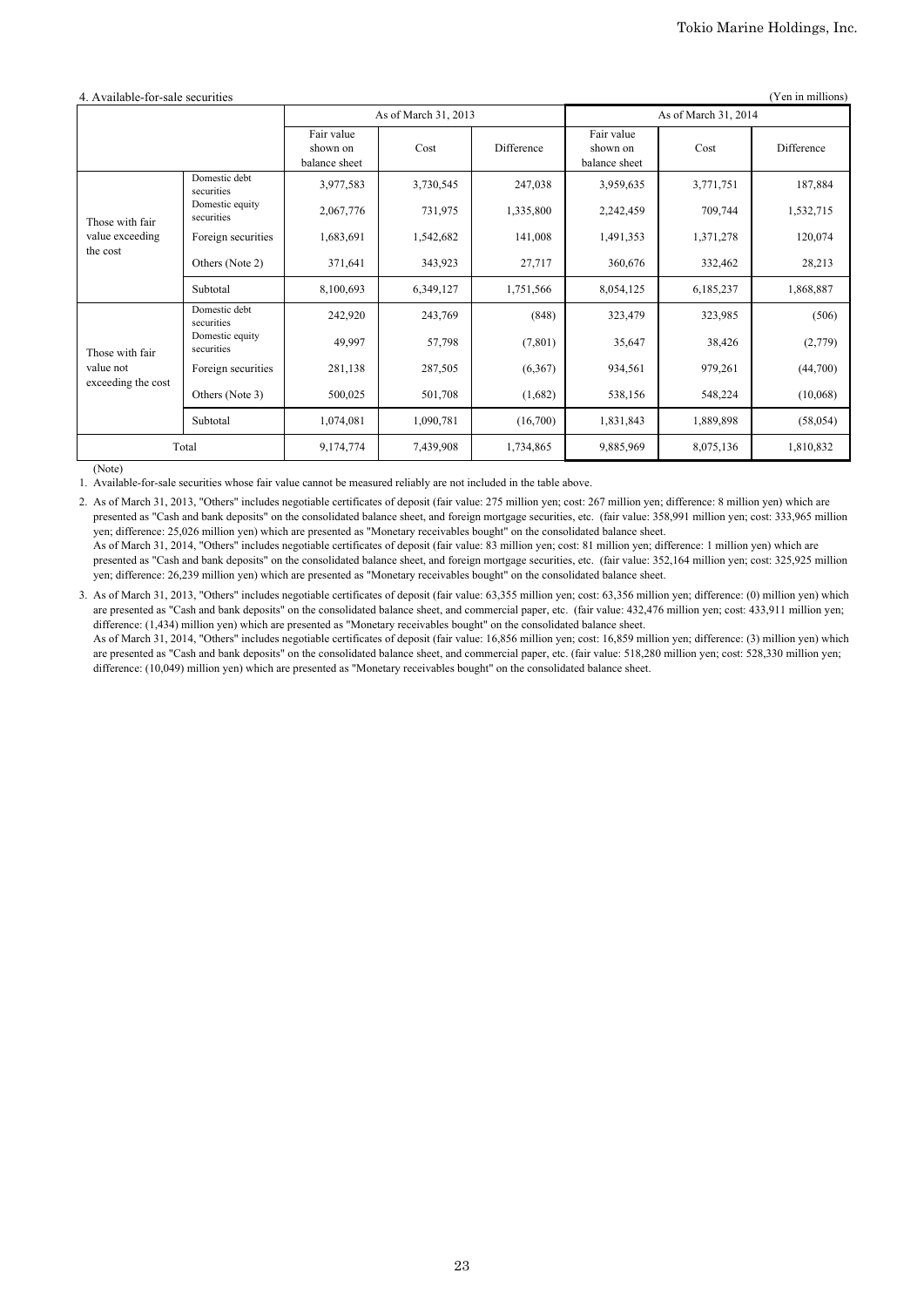4. Available-for-sale securities

(Yen in millions)

| | | As of March 31, 2013 | | | As of March 31, 2014 | | |
|---|---|---|---|---|---|---|---|
| | | Fair value shown on balance sheet | Cost | Difference | Fair value shown on balance sheet | Cost | Difference |
| Those with fair value exceeding the cost | Domestic debt securities | 3,977,583 | 3,730,545 | 247,038 | 3,959,635 | 3,771,751 | 187,884 |
| | Domestic equity securities | 2,067,776 | 731,975 | 1,335,800 | 2,242,459 | 709,744 | 1,532,715 |
| | Foreign securities | 1,683,691 | 1,542,682 | 141,008 | 1,491,353 | 1,371,278 | 120,074 |
| | Others (Note 2) | 371,641 | 343,923 | 27,717 | 360,676 | 332,462 | 28,213 |
| | Subtotal | 8,100,693 | 6,349,127 | 1,751,566 | 8,054,125 | 6,185,237 | 1,868,887 |
| Those with fair value not exceeding the cost | Domestic debt securities | 242,920 | 243,769 | (848) | 323,479 | 323,985 | (506) |
| | Domestic equity securities | 49,997 | 57,798 | (7,801) | 35,647 | 38,426 | (2,779) |
| | Foreign securities | 281,138 | 287,505 | (6,367) | 934,561 | 979,261 | (44,700) |
| | Others (Note 3) | 500,025 | 501,708 | (1,682) | 538,156 | 548,224 | (10,068) |
| | Subtotal | 1,074,081 | 1,090,781 | (16,700) | 1,831,843 | 1,889,898 | (58,054) |
| Total | | 9,174,774 | 7,439,908 | 1,734,865 | 9,885,969 | 8,075,136 | 1,810,832 |

(Note)

1. Available-for-sale securities whose fair value cannot be measured reliably are not included in the table above.

2. As of March 31, 2013, "Others" includes negotiable certificates of deposit (fair value: 275 million yen; cost: 267 million yen; difference: 8 million yen) which are presented as "Cash and bank deposits" on the consolidated balance sheet, and foreign mortgage securities, etc. (fair value: 358,991 million yen; cost: 333,965 million yen; difference: 25,026 million yen) which are presented as "Monetary receivables bought" on the consolidated balance sheet.
   As of March 31, 2014, "Others" includes negotiable certificates of deposit (fair value: 83 million yen; cost: 81 million yen; difference: 1 million yen) which are presented as "Cash and bank deposits" on the consolidated balance sheet, and foreign mortgage securities, etc. (fair value: 352,164 million yen; cost: 325,925 million yen; difference: 26,239 million yen) which are presented as "Monetary receivables bought" on the consolidated balance sheet.

3. As of March 31, 2013, "Others" includes negotiable certificates of deposit (fair value: 63,355 million yen; cost: 63,356 million yen; difference: (0) million yen) which are presented as "Cash and bank deposits" on the consolidated balance sheet, and commercial paper, etc. (fair value: 432,476 million yen; cost: 433,911 million yen; difference: (1,434) million yen) which are presented as "Monetary receivables bought" on the consolidated balance sheet.
   As of March 31, 2014, "Others" includes negotiable certificates of deposit (fair value: 16,856 million yen; cost: 16,859 million yen; difference: (3) million yen) which are presented as "Cash and bank deposits" on the consolidated balance sheet, and commercial paper, etc. (fair value: 518,280 million yen; cost: 528,330 million yen; difference: (10,049) million yen) which are presented as "Monetary receivables bought" on the consolidated balance sheet.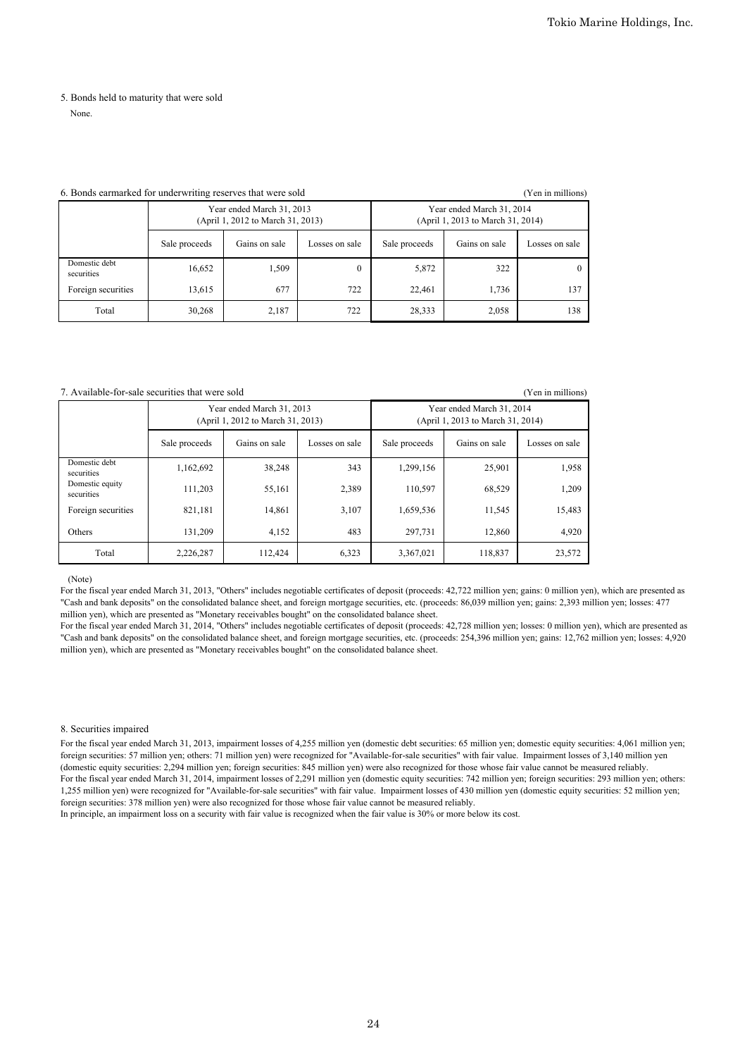5. Bonds held to maturity that were sold

None.

6. Bonds earmarked for underwriting reserves that were sold

(Yen in millions)

| | Year ended March 31, 2013 (April 1, 2012 to March 31, 2013) | | | Year ended March 31, 2014 (April 1, 2013 to March 31, 2014) | | |
|---|---|---|---|---|---|---|
| | Sale proceeds | Gains on sale | Losses on sale | Sale proceeds | Gains on sale | Losses on sale |
| Domestic debt securities | 16,652 | 1,509 | 0 | 5,872 | 322 | 0 |
| Foreign securities | 13,615 | 677 | 722 | 22,461 | 1,736 | 137 |
| Total | 30,268 | 2,187 | 722 | 28,333 | 2,058 | 138 |

7. Available-for-sale securities that were sold

(Yen in millions)

| | Year ended March 31, 2013 (April 1, 2012 to March 31, 2013) | | | Year ended March 31, 2014 (April 1, 2013 to March 31, 2014) | | |
|---|---|---|---|---|---|---|
| | Sale proceeds | Gains on sale | Losses on sale | Sale proceeds | Gains on sale | Losses on sale |
| Domestic debt securities | 1,162,692 | 38,248 | 343 | 1,299,156 | 25,901 | 1,958 |
| Domestic equity securities | 111,203 | 55,161 | 2,389 | 110,597 | 68,529 | 1,209 |
| Foreign securities | 821,181 | 14,861 | 3,107 | 1,659,536 | 11,545 | 15,483 |
| Others | 131,209 | 4,152 | 483 | 297,731 | 12,860 | 4,920 |
| Total | 2,226,287 | 112,424 | 6,323 | 3,367,021 | 118,837 | 23,572 |

(Note)

For the fiscal year ended March 31, 2013, "Others" includes negotiable certificates of deposit (proceeds: 42,722 million yen; gains: 0 million yen), which are presented as "Cash and bank deposits" on the consolidated balance sheet, and foreign mortgage securities, etc. (proceeds: 86,039 million yen; gains: 2,393 million yen; losses: 477 million yen), which are presented as "Monetary receivables bought" on the consolidated balance sheet.

For the fiscal year ended March 31, 2014, "Others" includes negotiable certificates of deposit (proceeds: 42,728 million yen; losses: 0 million yen), which are presented as "Cash and bank deposits" on the consolidated balance sheet, and foreign mortgage securities, etc. (proceeds: 254,396 million yen; gains: 12,762 million yen; losses: 4,920 million yen), which are presented as "Monetary receivables bought" on the consolidated balance sheet.

8. Securities impaired

For the fiscal year ended March 31, 2013, impairment losses of 4,255 million yen (domestic debt securities: 65 million yen; domestic equity securities: 4,061 million yen; foreign securities: 57 million yen; others: 71 million yen) were recognized for "Available-for-sale securities" with fair value. Impairment losses of 3,140 million yen (domestic equity securities: 2,294 million yen; foreign securities: 845 million yen) were also recognized for those whose fair value cannot be measured reliably.

For the fiscal year ended March 31, 2014, impairment losses of 2,291 million yen (domestic equity securities: 742 million yen; foreign securities: 293 million yen; others: 1,255 million yen) were recognized for "Available-for-sale securities" with fair value. Impairment losses of 430 million yen (domestic equity securities: 52 million yen; foreign securities: 378 million yen) were also recognized for those whose fair value cannot be measured reliably.

In principle, an impairment loss on a security with fair value is recognized when the fair value is 30% or more below its cost.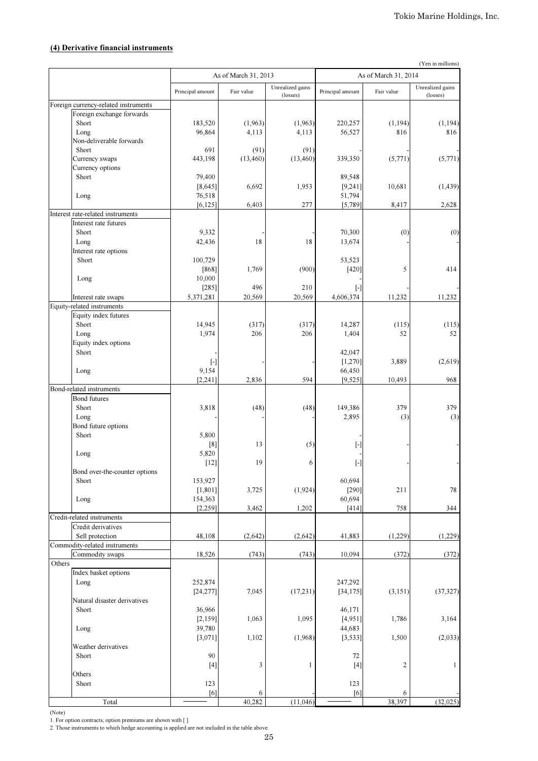### (4) Derivative financial instruments

(Yen in millions)

| | As of March 31, 2013 | | | As of March 31, 2014 | | |
|---|---|---|---|---|---|---|
| | Principal amount | Fair value | Unrealized gains (losses) | Principal amount | Fair value | Unrealized gains (losses) |
| **Foreign currency-related instruments** | | | | | | |
| Foreign exchange forwards | | | | | | |
| Short | 183,520 | (1,963) | (1,963) | 220,257 | (1,194) | (1,194) |
| Long | 96,864 | 4,113 | 4,113 | 56,527 | 816 | 816 |
| Non-deliverable forwards | | | | | | |
| Short | 691 | (91) | (91) | - | - | - |
| Currency swaps | 443,198 | (13,460) | (13,460) | 339,350 | (5,771) | (5,771) |
| Currency options | | | | | | |
| Short | 79,400 | | | 89,548 | | |
| | [8,645] | 6,692 | 1,953 | [9,241] | 10,681 | (1,439) |
| Long | 76,518 | | | 51,794 | | |
| | [6,125] | 6,403 | 277 | [5,789] | 8,417 | 2,628 |
| **Interest rate-related instruments** | | | | | | |
| Interest rate futures | | | | | | |
| Short | 9,332 | - | - | 70,300 | (0) | (0) |
| Long | 42,436 | 18 | 18 | 13,674 | - | - |
| Interest rate options | | | | | | |
| Short | 100,729 | | | 53,523 | | |
| | [868] | 1,769 | (900) | [420] | 5 | 414 |
| Long | 10,000 | | | - | | |
| | [285] | 496 | 210 | [-] | - | - |
| Interest rate swaps | 5,371,281 | 20,569 | 20,569 | 4,606,374 | 11,232 | 11,232 |
| **Equity-related instruments** | | | | | | |
| Equity index futures | | | | | | |
| Short | 14,945 | (317) | (317) | 14,287 | (115) | (115) |
| Long | 1,974 | 206 | 206 | 1,404 | 52 | 52 |
| Equity index options | | | | | | |
| Short | - | | | 42,047 | | |
| | [-] | - | - | [1,270] | 3,889 | (2,619) |
| Long | 9,154 | | | 66,450 | | |
| | [2,241] | 2,836 | 594 | [9,525] | 10,493 | 968 |
| **Bond-related instruments** | | | | | | |
| Bond futures | | | | | | |
| Short | 3,818 | (48) | (48) | 149,386 | 379 | 379 |
| Long | - | - | - | 2,895 | (3) | (3) |
| Bond future options | | | | | | |
| Short | 5,800 | | | - | | |
| | [8] | 13 | (5) | [-] | - | - |
| Long | 5,820 | | | - | | |
| | [12] | 19 | 6 | [-] | - | - |
| Bond over-the-counter options | | | | | | |
| Short | 153,927 | | | 60,694 | | |
| | [1,801] | 3,725 | (1,924) | [290] | 211 | 78 |
| Long | 154,363 | | | 60,694 | | |
| | [2,259] | 3,462 | 1,202 | [414] | 758 | 344 |
| **Credit-related instruments** | | | | | | |
| Credit derivatives | | | | | | |
| Sell protection | 48,108 | (2,642) | (2,642) | 41,883 | (1,229) | (1,229) |
| **Commodity-related instruments** | | | | | | |
| Commodity swaps | 18,526 | (743) | (743) | 10,094 | (372) | (372) |
| **Others** | | | | | | |
| Index basket options | | | | | | |
| Long | 252,874 | | | 247,292 | | |
| | [24,277] | 7,045 | (17,231) | [34,175] | (3,151) | (37,327) |
| Natural disaster derivatives | | | | | | |
| Short | 36,966 | | | 46,171 | | |
| | [2,159] | 1,063 | 1,095 | [4,951] | 1,786 | 3,164 |
| Long | 39,780 | | | 44,683 | | |
| | [3,071] | 1,102 | (1,968) | [3,533] | 1,500 | (2,033) |
| Weather derivatives | | | | | | |
| Short | 90 | | | 72 | | |
| | [4] | 3 | 1 | [4] | 2 | 1 |
| Others | | | | | | |
| Short | 123 | | | 123 | | |
| | [6] | 6 | - | [6] | 6 | - |
| Total | | 40,282 | (11,046) | | 38,397 | (32,025) |

(Note)

1. For option contracts, option premiums are shown with [ ].
2. Those instruments to which hedge accounting is applied are not included in the table above.